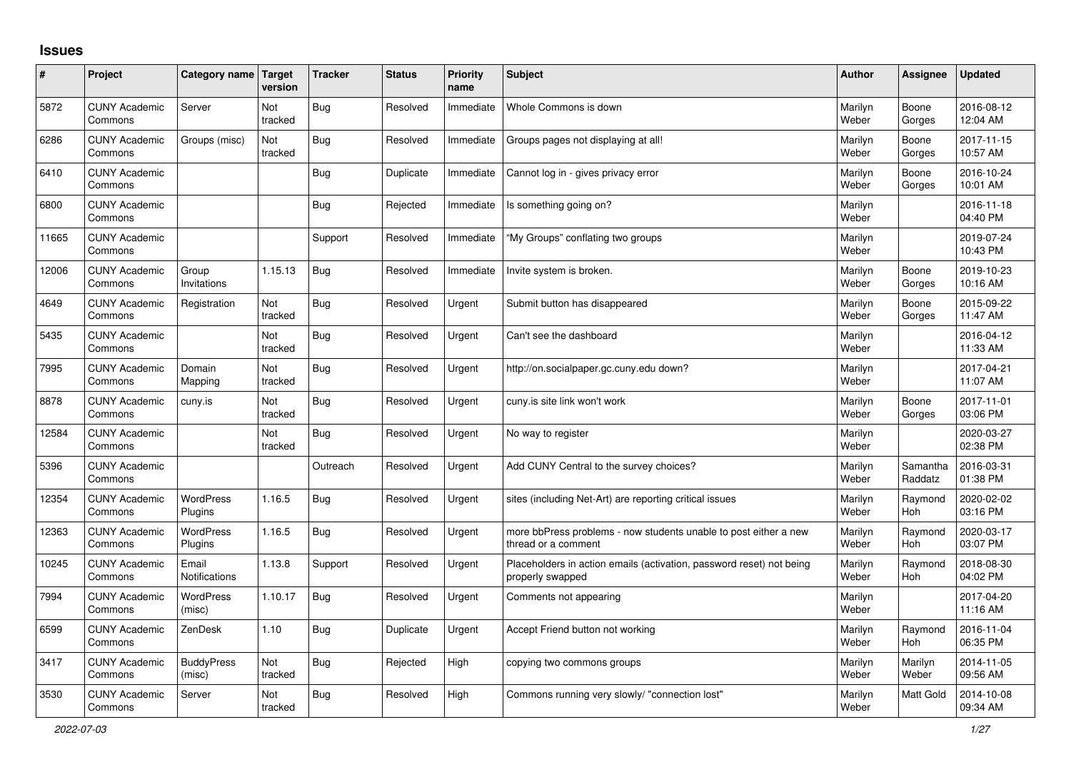# Issues

| # | Project | Category name | Target version | Tracker | Status | Priority name | Subject | Author | Assignee | Updated |
|---|---|---|---|---|---|---|---|---|---|---|
| 5872 | CUNY Academic Commons | Server | Not tracked | Bug | Resolved | Immediate | Whole Commons is down | Marilyn Weber | Boone Gorges | 2016-08-12 12:04 AM |
| 6286 | CUNY Academic Commons | Groups (misc) | Not tracked | Bug | Resolved | Immediate | Groups pages not displaying at all! | Marilyn Weber | Boone Gorges | 2017-11-15 10:57 AM |
| 6410 | CUNY Academic Commons | | | Bug | Duplicate | Immediate | Cannot log in - gives privacy error | Marilyn Weber | Boone Gorges | 2016-10-24 10:01 AM |
| 6800 | CUNY Academic Commons | | | Bug | Rejected | Immediate | Is something going on? | Marilyn Weber | | 2016-11-18 04:40 PM |
| 11665 | CUNY Academic Commons | | | Support | Resolved | Immediate | "My Groups" conflating two groups | Marilyn Weber | | 2019-07-24 10:43 PM |
| 12006 | CUNY Academic Commons | Group Invitations | 1.15.13 | Bug | Resolved | Immediate | Invite system is broken. | Marilyn Weber | Boone Gorges | 2019-10-23 10:16 AM |
| 4649 | CUNY Academic Commons | Registration | Not tracked | Bug | Resolved | Urgent | Submit button has disappeared | Marilyn Weber | Boone Gorges | 2015-09-22 11:47 AM |
| 5435 | CUNY Academic Commons | | Not tracked | Bug | Resolved | Urgent | Can't see the dashboard | Marilyn Weber | | 2016-04-12 11:33 AM |
| 7995 | CUNY Academic Commons | Domain Mapping | Not tracked | Bug | Resolved | Urgent | http://on.socialpaper.gc.cuny.edu down? | Marilyn Weber | | 2017-04-21 11:07 AM |
| 8878 | CUNY Academic Commons | cuny.is | Not tracked | Bug | Resolved | Urgent | cuny.is site link won't work | Marilyn Weber | Boone Gorges | 2017-11-01 03:06 PM |
| 12584 | CUNY Academic Commons | | Not tracked | Bug | Resolved | Urgent | No way to register | Marilyn Weber | | 2020-03-27 02:38 PM |
| 5396 | CUNY Academic Commons | | | Outreach | Resolved | Urgent | Add CUNY Central to the survey choices? | Marilyn Weber | Samantha Raddatz | 2016-03-31 01:38 PM |
| 12354 | CUNY Academic Commons | WordPress Plugins | 1.16.5 | Bug | Resolved | Urgent | sites (including Net-Art) are reporting critical issues | Marilyn Weber | Raymond Hoh | 2020-02-02 03:16 PM |
| 12363 | CUNY Academic Commons | WordPress Plugins | 1.16.5 | Bug | Resolved | Urgent | more bbPress problems - now students unable to post either a new thread or a comment | Marilyn Weber | Raymond Hoh | 2020-03-17 03:07 PM |
| 10245 | CUNY Academic Commons | Email Notifications | 1.13.8 | Support | Resolved | Urgent | Placeholders in action emails (activation, password reset) not being properly swapped | Marilyn Weber | Raymond Hoh | 2018-08-30 04:02 PM |
| 7994 | CUNY Academic Commons | WordPress (misc) | 1.10.17 | Bug | Resolved | Urgent | Comments not appearing | Marilyn Weber | | 2017-04-20 11:16 AM |
| 6599 | CUNY Academic Commons | ZenDesk | 1.10 | Bug | Duplicate | Urgent | Accept Friend button not working | Marilyn Weber | Raymond Hoh | 2016-11-04 06:35 PM |
| 3417 | CUNY Academic Commons | BuddyPress (misc) | Not tracked | Bug | Rejected | High | copying two commons groups | Marilyn Weber | Marilyn Weber | 2014-11-05 09:56 AM |
| 3530 | CUNY Academic Commons | Server | Not tracked | Bug | Resolved | High | Commons running very slowly/ "connection lost" | Marilyn Weber | Matt Gold | 2014-10-08 09:34 AM |

2022-07-03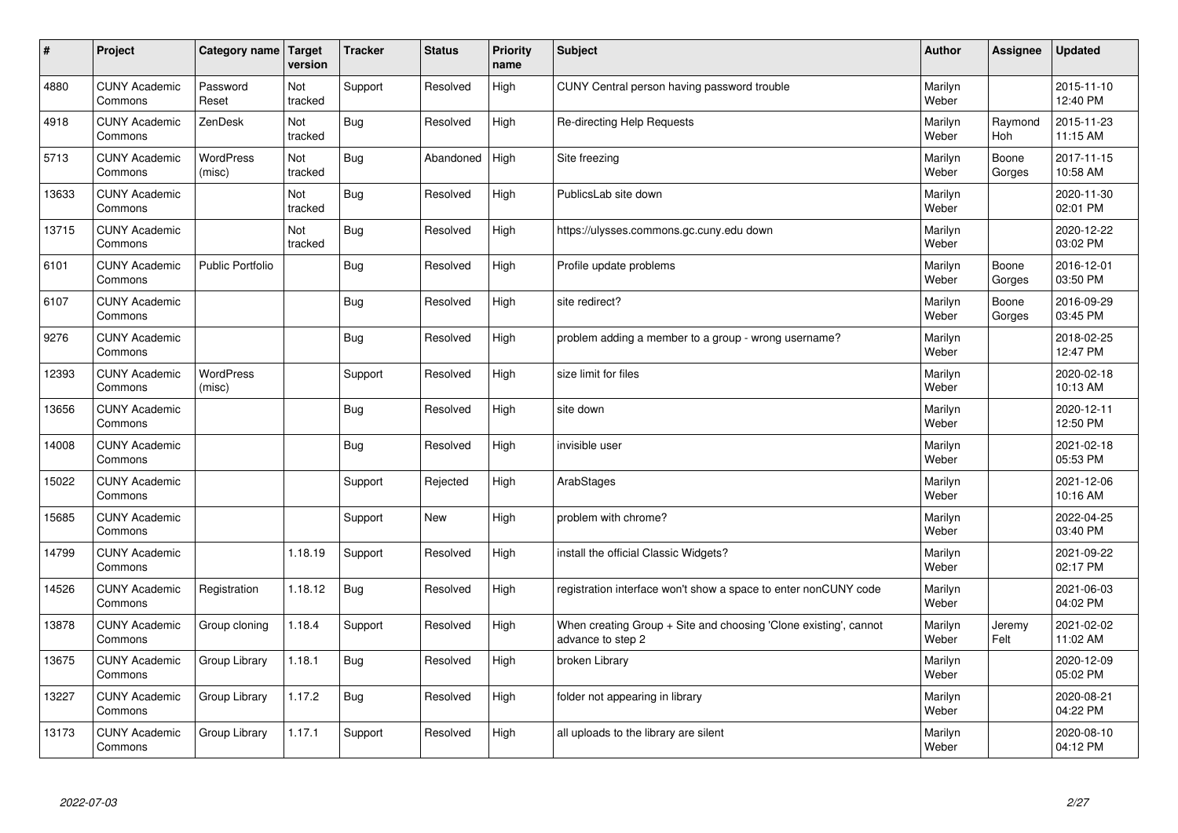| # | Project | Category name | Target version | Tracker | Status | Priority name | Subject | Author | Assignee | Updated |
|---|---|---|---|---|---|---|---|---|---|---|
| 4880 | CUNY Academic Commons | Password Reset | Not tracked | Support | Resolved | High | CUNY Central person having password trouble | Marilyn Weber | | 2015-11-10 12:40 PM |
| 4918 | CUNY Academic Commons | ZenDesk | Not tracked | Bug | Resolved | High | Re-directing Help Requests | Marilyn Weber | Raymond Hoh | 2015-11-23 11:15 AM |
| 5713 | CUNY Academic Commons | WordPress (misc) | Not tracked | Bug | Abandoned | High | Site freezing | Marilyn Weber | Boone Gorges | 2017-11-15 10:58 AM |
| 13633 | CUNY Academic Commons | | Not tracked | Bug | Resolved | High | PublicsLab site down | Marilyn Weber | | 2020-11-30 02:01 PM |
| 13715 | CUNY Academic Commons | | Not tracked | Bug | Resolved | High | https://ulysses.commons.gc.cuny.edu down | Marilyn Weber | | 2020-12-22 03:02 PM |
| 6101 | CUNY Academic Commons | Public Portfolio | | Bug | Resolved | High | Profile update problems | Marilyn Weber | Boone Gorges | 2016-12-01 03:50 PM |
| 6107 | CUNY Academic Commons | | | Bug | Resolved | High | site redirect? | Marilyn Weber | Boone Gorges | 2016-09-29 03:45 PM |
| 9276 | CUNY Academic Commons | | | Bug | Resolved | High | problem adding a member to a group - wrong username? | Marilyn Weber | | 2018-02-25 12:47 PM |
| 12393 | CUNY Academic Commons | WordPress (misc) | | Support | Resolved | High | size limit for files | Marilyn Weber | | 2020-02-18 10:13 AM |
| 13656 | CUNY Academic Commons | | | Bug | Resolved | High | site down | Marilyn Weber | | 2020-12-11 12:50 PM |
| 14008 | CUNY Academic Commons | | | Bug | Resolved | High | invisible user | Marilyn Weber | | 2021-02-18 05:53 PM |
| 15022 | CUNY Academic Commons | | | Support | Rejected | High | ArabStages | Marilyn Weber | | 2021-12-06 10:16 AM |
| 15685 | CUNY Academic Commons | | | Support | New | High | problem with chrome? | Marilyn Weber | | 2022-04-25 03:40 PM |
| 14799 | CUNY Academic Commons | | 1.18.19 | Support | Resolved | High | install the official Classic Widgets? | Marilyn Weber | | 2021-09-22 02:17 PM |
| 14526 | CUNY Academic Commons | Registration | 1.18.12 | Bug | Resolved | High | registration interface won't show a space to enter nonCUNY code | Marilyn Weber | | 2021-06-03 04:02 PM |
| 13878 | CUNY Academic Commons | Group cloning | 1.18.4 | Support | Resolved | High | When creating Group + Site and choosing 'Clone existing', cannot advance to step 2 | Marilyn Weber | Jeremy Felt | 2021-02-02 11:02 AM |
| 13675 | CUNY Academic Commons | Group Library | 1.18.1 | Bug | Resolved | High | broken Library | Marilyn Weber | | 2020-12-09 05:02 PM |
| 13227 | CUNY Academic Commons | Group Library | 1.17.2 | Bug | Resolved | High | folder not appearing in library | Marilyn Weber | | 2020-08-21 04:22 PM |
| 13173 | CUNY Academic Commons | Group Library | 1.17.1 | Support | Resolved | High | all uploads to the library are silent | Marilyn Weber | | 2020-08-10 04:12 PM |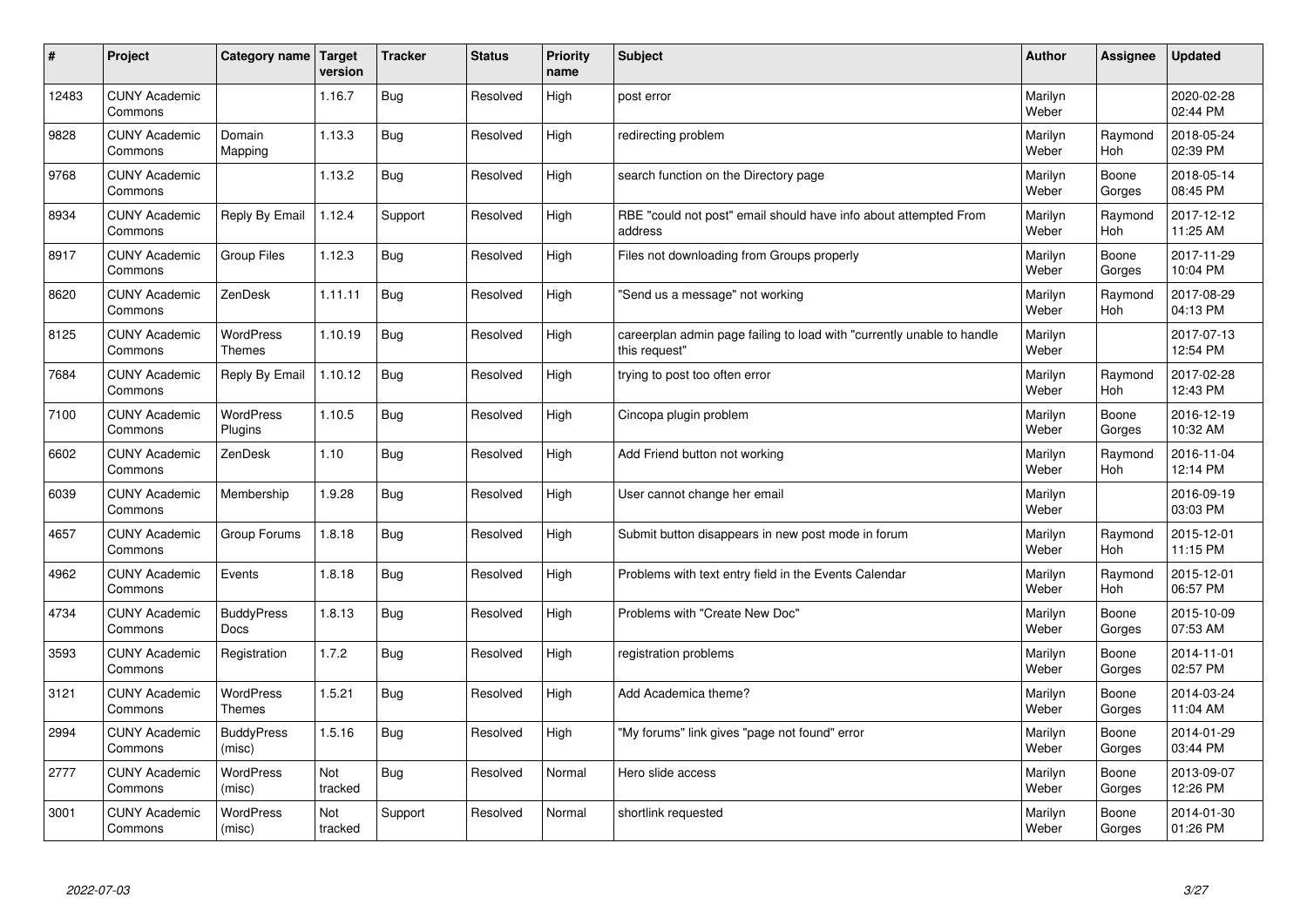| # | Project | Category name | Target version | Tracker | Status | Priority name | Subject | Author | Assignee | Updated |
|---|---|---|---|---|---|---|---|---|---|---|
| 12483 | CUNY Academic Commons | | 1.16.7 | Bug | Resolved | High | post error | Marilyn Weber | | 2020-02-28 02:44 PM |
| 9828 | CUNY Academic Commons | Domain Mapping | 1.13.3 | Bug | Resolved | High | redirecting problem | Marilyn Weber | Raymond Hoh | 2018-05-24 02:39 PM |
| 9768 | CUNY Academic Commons | | 1.13.2 | Bug | Resolved | High | search function on the Directory page | Marilyn Weber | Boone Gorges | 2018-05-14 08:45 PM |
| 8934 | CUNY Academic Commons | Reply By Email | 1.12.4 | Support | Resolved | High | RBE "could not post" email should have info about attempted From address | Marilyn Weber | Raymond Hoh | 2017-12-12 11:25 AM |
| 8917 | CUNY Academic Commons | Group Files | 1.12.3 | Bug | Resolved | High | Files not downloading from Groups properly | Marilyn Weber | Boone Gorges | 2017-11-29 10:04 PM |
| 8620 | CUNY Academic Commons | ZenDesk | 1.11.11 | Bug | Resolved | High | "Send us a message" not working | Marilyn Weber | Raymond Hoh | 2017-08-29 04:13 PM |
| 8125 | CUNY Academic Commons | WordPress Themes | 1.10.19 | Bug | Resolved | High | careerplan admin page failing to load with "currently unable to handle this request" | Marilyn Weber | | 2017-07-13 12:54 PM |
| 7684 | CUNY Academic Commons | Reply By Email | 1.10.12 | Bug | Resolved | High | trying to post too often error | Marilyn Weber | Raymond Hoh | 2017-02-28 12:43 PM |
| 7100 | CUNY Academic Commons | WordPress Plugins | 1.10.5 | Bug | Resolved | High | Cincopa plugin problem | Marilyn Weber | Boone Gorges | 2016-12-19 10:32 AM |
| 6602 | CUNY Academic Commons | ZenDesk | 1.10 | Bug | Resolved | High | Add Friend button not working | Marilyn Weber | Raymond Hoh | 2016-11-04 12:14 PM |
| 6039 | CUNY Academic Commons | Membership | 1.9.28 | Bug | Resolved | High | User cannot change her email | Marilyn Weber | | 2016-09-19 03:03 PM |
| 4657 | CUNY Academic Commons | Group Forums | 1.8.18 | Bug | Resolved | High | Submit button disappears in new post mode in forum | Marilyn Weber | Raymond Hoh | 2015-12-01 11:15 PM |
| 4962 | CUNY Academic Commons | Events | 1.8.18 | Bug | Resolved | High | Problems with text entry field in the Events Calendar | Marilyn Weber | Raymond Hoh | 2015-12-01 06:57 PM |
| 4734 | CUNY Academic Commons | BuddyPress Docs | 1.8.13 | Bug | Resolved | High | Problems with "Create New Doc" | Marilyn Weber | Boone Gorges | 2015-10-09 07:53 AM |
| 3593 | CUNY Academic Commons | Registration | 1.7.2 | Bug | Resolved | High | registration problems | Marilyn Weber | Boone Gorges | 2014-11-01 02:57 PM |
| 3121 | CUNY Academic Commons | WordPress Themes | 1.5.21 | Bug | Resolved | High | Add Academica theme? | Marilyn Weber | Boone Gorges | 2014-03-24 11:04 AM |
| 2994 | CUNY Academic Commons | BuddyPress (misc) | 1.5.16 | Bug | Resolved | High | "My forums" link gives "page not found" error | Marilyn Weber | Boone Gorges | 2014-01-29 03:44 PM |
| 2777 | CUNY Academic Commons | WordPress (misc) | Not tracked | Bug | Resolved | Normal | Hero slide access | Marilyn Weber | Boone Gorges | 2013-09-07 12:26 PM |
| 3001 | CUNY Academic Commons | WordPress (misc) | Not tracked | Support | Resolved | Normal | shortlink requested | Marilyn Weber | Boone Gorges | 2014-01-30 01:26 PM |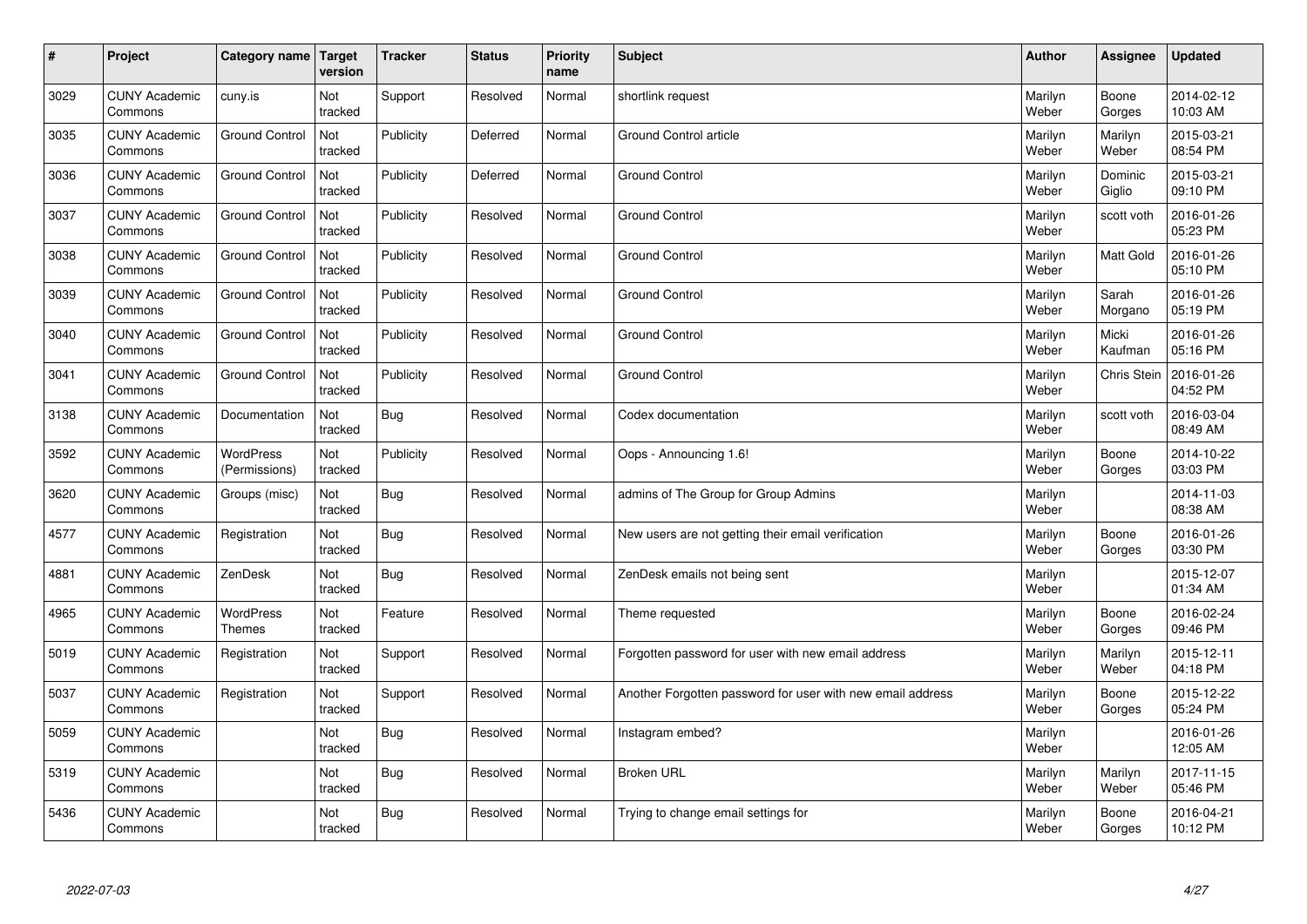| # | Project | Category name | Target version | Tracker | Status | Priority name | Subject | Author | Assignee | Updated |
|---|---|---|---|---|---|---|---|---|---|---|
| 3029 | CUNY Academic Commons | cuny.is | Not tracked | Support | Resolved | Normal | shortlink request | Marilyn Weber | Boone Gorges | 2014-02-12 10:03 AM |
| 3035 | CUNY Academic Commons | Ground Control | Not tracked | Publicity | Deferred | Normal | Ground Control article | Marilyn Weber | Marilyn Weber | 2015-03-21 08:54 PM |
| 3036 | CUNY Academic Commons | Ground Control | Not tracked | Publicity | Deferred | Normal | Ground Control | Marilyn Weber | Dominic Giglio | 2015-03-21 09:10 PM |
| 3037 | CUNY Academic Commons | Ground Control | Not tracked | Publicity | Resolved | Normal | Ground Control | Marilyn Weber | scott voth | 2016-01-26 05:23 PM |
| 3038 | CUNY Academic Commons | Ground Control | Not tracked | Publicity | Resolved | Normal | Ground Control | Marilyn Weber | Matt Gold | 2016-01-26 05:10 PM |
| 3039 | CUNY Academic Commons | Ground Control | Not tracked | Publicity | Resolved | Normal | Ground Control | Marilyn Weber | Sarah Morgano | 2016-01-26 05:19 PM |
| 3040 | CUNY Academic Commons | Ground Control | Not tracked | Publicity | Resolved | Normal | Ground Control | Marilyn Weber | Micki Kaufman | 2016-01-26 05:16 PM |
| 3041 | CUNY Academic Commons | Ground Control | Not tracked | Publicity | Resolved | Normal | Ground Control | Marilyn Weber | Chris Stein | 2016-01-26 04:52 PM |
| 3138 | CUNY Academic Commons | Documentation | Not tracked | Bug | Resolved | Normal | Codex documentation | Marilyn Weber | scott voth | 2016-03-04 08:49 AM |
| 3592 | CUNY Academic Commons | WordPress (Permissions) | Not tracked | Publicity | Resolved | Normal | Oops - Announcing 1.6! | Marilyn Weber | Boone Gorges | 2014-10-22 03:03 PM |
| 3620 | CUNY Academic Commons | Groups (misc) | Not tracked | Bug | Resolved | Normal | admins of The Group for Group Admins | Marilyn Weber | | 2014-11-03 08:38 AM |
| 4577 | CUNY Academic Commons | Registration | Not tracked | Bug | Resolved | Normal | New users are not getting their email verification | Marilyn Weber | Boone Gorges | 2016-01-26 03:30 PM |
| 4881 | CUNY Academic Commons | ZenDesk | Not tracked | Bug | Resolved | Normal | ZenDesk emails not being sent | Marilyn Weber | | 2015-12-07 01:34 AM |
| 4965 | CUNY Academic Commons | WordPress Themes | Not tracked | Feature | Resolved | Normal | Theme requested | Marilyn Weber | Boone Gorges | 2016-02-24 09:46 PM |
| 5019 | CUNY Academic Commons | Registration | Not tracked | Support | Resolved | Normal | Forgotten password for user with new email address | Marilyn Weber | Marilyn Weber | 2015-12-11 04:18 PM |
| 5037 | CUNY Academic Commons | Registration | Not tracked | Support | Resolved | Normal | Another Forgotten password for user with new email address | Marilyn Weber | Boone Gorges | 2015-12-22 05:24 PM |
| 5059 | CUNY Academic Commons | | Not tracked | Bug | Resolved | Normal | Instagram embed? | Marilyn Weber | | 2016-01-26 12:05 AM |
| 5319 | CUNY Academic Commons | | Not tracked | Bug | Resolved | Normal | Broken URL | Marilyn Weber | Marilyn Weber | 2017-11-15 05:46 PM |
| 5436 | CUNY Academic Commons | | Not tracked | Bug | Resolved | Normal | Trying to change email settings for | Marilyn Weber | Boone Gorges | 2016-04-21 10:12 PM |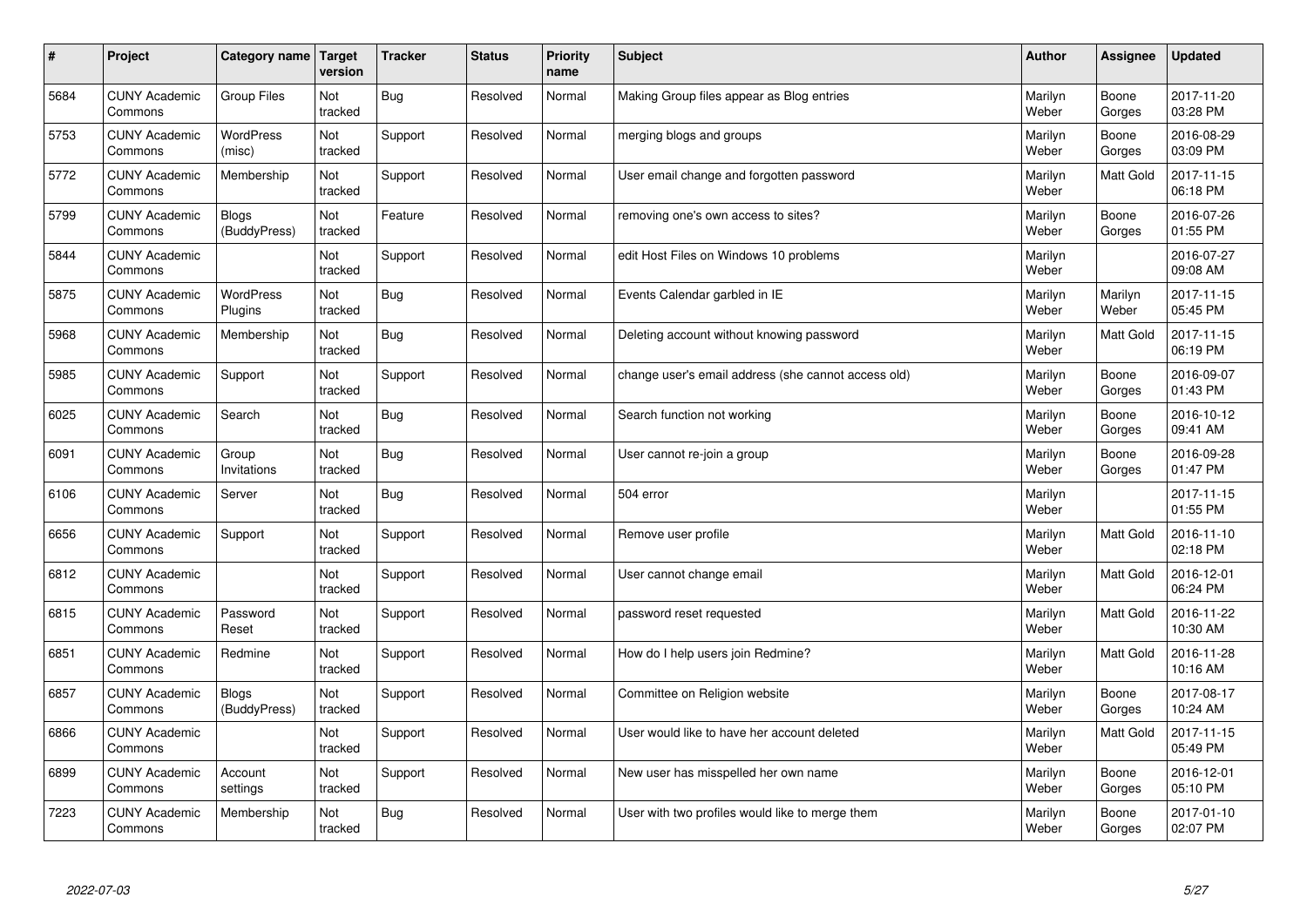| # | Project | Category name | Target version | Tracker | Status | Priority name | Subject | Author | Assignee | Updated |
|---|---|---|---|---|---|---|---|---|---|---|
| 5684 | CUNY Academic Commons | Group Files | Not tracked | Bug | Resolved | Normal | Making Group files appear as Blog entries | Marilyn Weber | Boone Gorges | 2017-11-20 03:28 PM |
| 5753 | CUNY Academic Commons | WordPress (misc) | Not tracked | Support | Resolved | Normal | merging blogs and groups | Marilyn Weber | Boone Gorges | 2016-08-29 03:09 PM |
| 5772 | CUNY Academic Commons | Membership | Not tracked | Support | Resolved | Normal | User email change and forgotten password | Marilyn Weber | Matt Gold | 2017-11-15 06:18 PM |
| 5799 | CUNY Academic Commons | Blogs (BuddyPress) | Not tracked | Feature | Resolved | Normal | removing one's own access to sites? | Marilyn Weber | Boone Gorges | 2016-07-26 01:55 PM |
| 5844 | CUNY Academic Commons | | Not tracked | Support | Resolved | Normal | edit Host Files on Windows 10 problems | Marilyn Weber | | 2016-07-27 09:08 AM |
| 5875 | CUNY Academic Commons | WordPress Plugins | Not tracked | Bug | Resolved | Normal | Events Calendar garbled in IE | Marilyn Weber | Marilyn Weber | 2017-11-15 05:45 PM |
| 5968 | CUNY Academic Commons | Membership | Not tracked | Bug | Resolved | Normal | Deleting account without knowing password | Marilyn Weber | Matt Gold | 2017-11-15 06:19 PM |
| 5985 | CUNY Academic Commons | Support | Not tracked | Support | Resolved | Normal | change user's email address (she cannot access old) | Marilyn Weber | Boone Gorges | 2016-09-07 01:43 PM |
| 6025 | CUNY Academic Commons | Search | Not tracked | Bug | Resolved | Normal | Search function not working | Marilyn Weber | Boone Gorges | 2016-10-12 09:41 AM |
| 6091 | CUNY Academic Commons | Group Invitations | Not tracked | Bug | Resolved | Normal | User cannot re-join a group | Marilyn Weber | Boone Gorges | 2016-09-28 01:47 PM |
| 6106 | CUNY Academic Commons | Server | Not tracked | Bug | Resolved | Normal | 504 error | Marilyn Weber | | 2017-11-15 01:55 PM |
| 6656 | CUNY Academic Commons | Support | Not tracked | Support | Resolved | Normal | Remove user profile | Marilyn Weber | Matt Gold | 2016-11-10 02:18 PM |
| 6812 | CUNY Academic Commons | | Not tracked | Support | Resolved | Normal | User cannot change email | Marilyn Weber | Matt Gold | 2016-12-01 06:24 PM |
| 6815 | CUNY Academic Commons | Password Reset | Not tracked | Support | Resolved | Normal | password reset requested | Marilyn Weber | Matt Gold | 2016-11-22 10:30 AM |
| 6851 | CUNY Academic Commons | Redmine | Not tracked | Support | Resolved | Normal | How do I help users join Redmine? | Marilyn Weber | Matt Gold | 2016-11-28 10:16 AM |
| 6857 | CUNY Academic Commons | Blogs (BuddyPress) | Not tracked | Support | Resolved | Normal | Committee on Religion website | Marilyn Weber | Boone Gorges | 2017-08-17 10:24 AM |
| 6866 | CUNY Academic Commons | | Not tracked | Support | Resolved | Normal | User would like to have her account deleted | Marilyn Weber | Matt Gold | 2017-11-15 05:49 PM |
| 6899 | CUNY Academic Commons | Account settings | Not tracked | Support | Resolved | Normal | New user has misspelled her own name | Marilyn Weber | Boone Gorges | 2016-12-01 05:10 PM |
| 7223 | CUNY Academic Commons | Membership | Not tracked | Bug | Resolved | Normal | User with two profiles would like to merge them | Marilyn Weber | Boone Gorges | 2017-01-10 02:07 PM |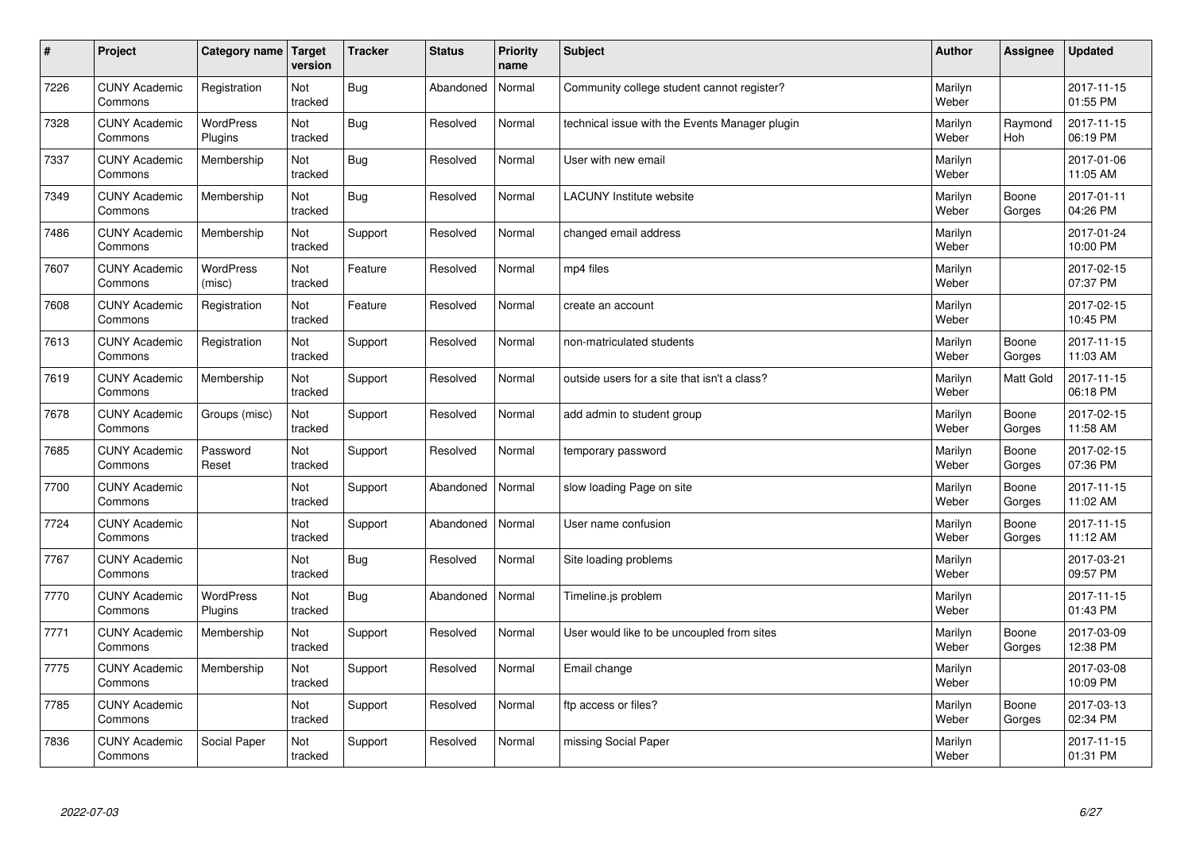| # | Project | Category name | Target version | Tracker | Status | Priority name | Subject | Author | Assignee | Updated |
|---|---|---|---|---|---|---|---|---|---|---|
| 7226 | CUNY Academic Commons | Registration | Not tracked | Bug | Abandoned | Normal | Community college student cannot register? | Marilyn Weber | | 2017-11-15 01:55 PM |
| 7328 | CUNY Academic Commons | WordPress Plugins | Not tracked | Bug | Resolved | Normal | technical issue with the Events Manager plugin | Marilyn Weber | Raymond Hoh | 2017-11-15 06:19 PM |
| 7337 | CUNY Academic Commons | Membership | Not tracked | Bug | Resolved | Normal | User with new email | Marilyn Weber | | 2017-01-06 11:05 AM |
| 7349 | CUNY Academic Commons | Membership | Not tracked | Bug | Resolved | Normal | LACUNY Institute website | Marilyn Weber | Boone Gorges | 2017-01-11 04:26 PM |
| 7486 | CUNY Academic Commons | Membership | Not tracked | Support | Resolved | Normal | changed email address | Marilyn Weber | | 2017-01-24 10:00 PM |
| 7607 | CUNY Academic Commons | WordPress (misc) | Not tracked | Feature | Resolved | Normal | mp4 files | Marilyn Weber | | 2017-02-15 07:37 PM |
| 7608 | CUNY Academic Commons | Registration | Not tracked | Feature | Resolved | Normal | create an account | Marilyn Weber | | 2017-02-15 10:45 PM |
| 7613 | CUNY Academic Commons | Registration | Not tracked | Support | Resolved | Normal | non-matriculated students | Marilyn Weber | Boone Gorges | 2017-11-15 11:03 AM |
| 7619 | CUNY Academic Commons | Membership | Not tracked | Support | Resolved | Normal | outside users for a site that isn't a class? | Marilyn Weber | Matt Gold | 2017-11-15 06:18 PM |
| 7678 | CUNY Academic Commons | Groups (misc) | Not tracked | Support | Resolved | Normal | add admin to student group | Marilyn Weber | Boone Gorges | 2017-02-15 11:58 AM |
| 7685 | CUNY Academic Commons | Password Reset | Not tracked | Support | Resolved | Normal | temporary password | Marilyn Weber | Boone Gorges | 2017-02-15 07:36 PM |
| 7700 | CUNY Academic Commons | | Not tracked | Support | Abandoned | Normal | slow loading Page on site | Marilyn Weber | Boone Gorges | 2017-11-15 11:02 AM |
| 7724 | CUNY Academic Commons | | Not tracked | Support | Abandoned | Normal | User name confusion | Marilyn Weber | Boone Gorges | 2017-11-15 11:12 AM |
| 7767 | CUNY Academic Commons | | Not tracked | Bug | Resolved | Normal | Site loading problems | Marilyn Weber | | 2017-03-21 09:57 PM |
| 7770 | CUNY Academic Commons | WordPress Plugins | Not tracked | Bug | Abandoned | Normal | Timeline.js problem | Marilyn Weber | | 2017-11-15 01:43 PM |
| 7771 | CUNY Academic Commons | Membership | Not tracked | Support | Resolved | Normal | User would like to be uncoupled from sites | Marilyn Weber | Boone Gorges | 2017-03-09 12:38 PM |
| 7775 | CUNY Academic Commons | Membership | Not tracked | Support | Resolved | Normal | Email change | Marilyn Weber | | 2017-03-08 10:09 PM |
| 7785 | CUNY Academic Commons | | Not tracked | Support | Resolved | Normal | ftp access or files? | Marilyn Weber | Boone Gorges | 2017-03-13 02:34 PM |
| 7836 | CUNY Academic Commons | Social Paper | Not tracked | Support | Resolved | Normal | missing Social Paper | Marilyn Weber | | 2017-11-15 01:31 PM |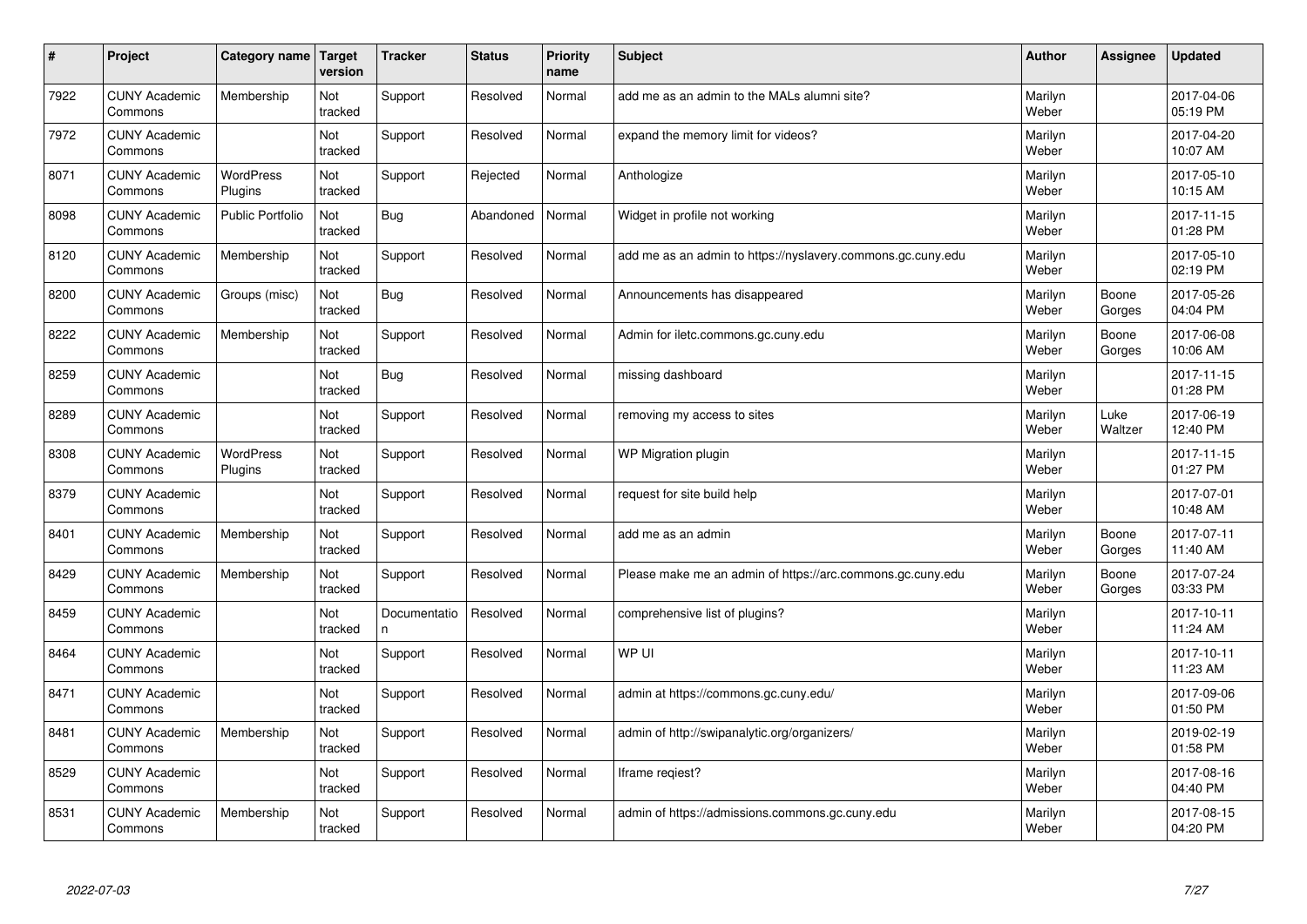| # | Project | Category name | Target version | Tracker | Status | Priority name | Subject | Author | Assignee | Updated |
|---|---|---|---|---|---|---|---|---|---|---|
| 7922 | CUNY Academic Commons | Membership | Not tracked | Support | Resolved | Normal | add me as an admin to the MALs alumni site? | Marilyn Weber | | 2017-04-06 05:19 PM |
| 7972 | CUNY Academic Commons | | Not tracked | Support | Resolved | Normal | expand the memory limit for videos? | Marilyn Weber | | 2017-04-20 10:07 AM |
| 8071 | CUNY Academic Commons | WordPress Plugins | Not tracked | Support | Rejected | Normal | Anthologize | Marilyn Weber | | 2017-05-10 10:15 AM |
| 8098 | CUNY Academic Commons | Public Portfolio | Not tracked | Bug | Abandoned | Normal | Widget in profile not working | Marilyn Weber | | 2017-11-15 01:28 PM |
| 8120 | CUNY Academic Commons | Membership | Not tracked | Support | Resolved | Normal | add me as an admin to https://nyslavery.commons.gc.cuny.edu | Marilyn Weber | | 2017-05-10 02:19 PM |
| 8200 | CUNY Academic Commons | Groups (misc) | Not tracked | Bug | Resolved | Normal | Announcements has disappeared | Marilyn Weber | Boone Gorges | 2017-05-26 04:04 PM |
| 8222 | CUNY Academic Commons | Membership | Not tracked | Support | Resolved | Normal | Admin for iletc.commons.gc.cuny.edu | Marilyn Weber | Boone Gorges | 2017-06-08 10:06 AM |
| 8259 | CUNY Academic Commons | | Not tracked | Bug | Resolved | Normal | missing dashboard | Marilyn Weber | | 2017-11-15 01:28 PM |
| 8289 | CUNY Academic Commons | | Not tracked | Support | Resolved | Normal | removing my access to sites | Marilyn Weber | Luke Waltzer | 2017-06-19 12:40 PM |
| 8308 | CUNY Academic Commons | WordPress Plugins | Not tracked | Support | Resolved | Normal | WP Migration plugin | Marilyn Weber | | 2017-11-15 01:27 PM |
| 8379 | CUNY Academic Commons | | Not tracked | Support | Resolved | Normal | request for site build help | Marilyn Weber | | 2017-07-01 10:48 AM |
| 8401 | CUNY Academic Commons | Membership | Not tracked | Support | Resolved | Normal | add me as an admin | Marilyn Weber | Boone Gorges | 2017-07-11 11:40 AM |
| 8429 | CUNY Academic Commons | Membership | Not tracked | Support | Resolved | Normal | Please make me an admin of https://arc.commons.gc.cuny.edu | Marilyn Weber | Boone Gorges | 2017-07-24 03:33 PM |
| 8459 | CUNY Academic Commons | | Not tracked | Documentation | Resolved | Normal | comprehensive list of plugins? | Marilyn Weber | | 2017-10-11 11:24 AM |
| 8464 | CUNY Academic Commons | | Not tracked | Support | Resolved | Normal | WP UI | Marilyn Weber | | 2017-10-11 11:23 AM |
| 8471 | CUNY Academic Commons | | Not tracked | Support | Resolved | Normal | admin at https://commons.gc.cuny.edu/ | Marilyn Weber | | 2017-09-06 01:50 PM |
| 8481 | CUNY Academic Commons | Membership | Not tracked | Support | Resolved | Normal | admin of http://swipanalytic.org/organizers/ | Marilyn Weber | | 2019-02-19 01:58 PM |
| 8529 | CUNY Academic Commons | | Not tracked | Support | Resolved | Normal | Iframe reqiest? | Marilyn Weber | | 2017-08-16 04:40 PM |
| 8531 | CUNY Academic Commons | Membership | Not tracked | Support | Resolved | Normal | admin of https://admissions.commons.gc.cuny.edu | Marilyn Weber | | 2017-08-15 04:20 PM |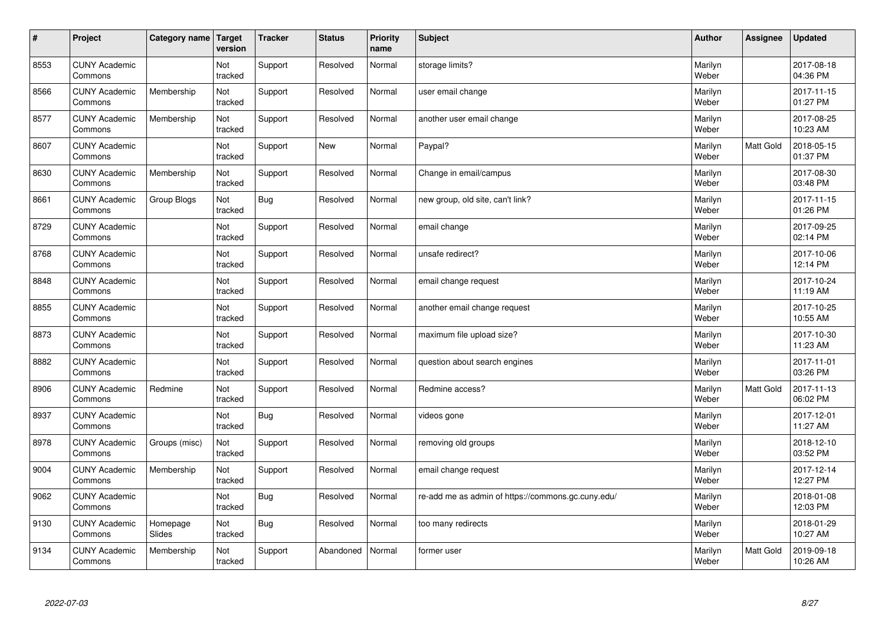| # | Project | Category name | Target version | Tracker | Status | Priority name | Subject | Author | Assignee | Updated |
|---|---|---|---|---|---|---|---|---|---|---|
| 8553 | CUNY Academic Commons | | Not tracked | Support | Resolved | Normal | storage limits? | Marilyn Weber | | 2017-08-18 04:36 PM |
| 8566 | CUNY Academic Commons | Membership | Not tracked | Support | Resolved | Normal | user email change | Marilyn Weber | | 2017-11-15 01:27 PM |
| 8577 | CUNY Academic Commons | Membership | Not tracked | Support | Resolved | Normal | another user email change | Marilyn Weber | | 2017-08-25 10:23 AM |
| 8607 | CUNY Academic Commons | | Not tracked | Support | New | Normal | Paypal? | Marilyn Weber | Matt Gold | 2018-05-15 01:37 PM |
| 8630 | CUNY Academic Commons | Membership | Not tracked | Support | Resolved | Normal | Change in email/campus | Marilyn Weber | | 2017-08-30 03:48 PM |
| 8661 | CUNY Academic Commons | Group Blogs | Not tracked | Bug | Resolved | Normal | new group, old site, can't link? | Marilyn Weber | | 2017-11-15 01:26 PM |
| 8729 | CUNY Academic Commons | | Not tracked | Support | Resolved | Normal | email change | Marilyn Weber | | 2017-09-25 02:14 PM |
| 8768 | CUNY Academic Commons | | Not tracked | Support | Resolved | Normal | unsafe redirect? | Marilyn Weber | | 2017-10-06 12:14 PM |
| 8848 | CUNY Academic Commons | | Not tracked | Support | Resolved | Normal | email change request | Marilyn Weber | | 2017-10-24 11:19 AM |
| 8855 | CUNY Academic Commons | | Not tracked | Support | Resolved | Normal | another email change request | Marilyn Weber | | 2017-10-25 10:55 AM |
| 8873 | CUNY Academic Commons | | Not tracked | Support | Resolved | Normal | maximum file upload size? | Marilyn Weber | | 2017-10-30 11:23 AM |
| 8882 | CUNY Academic Commons | | Not tracked | Support | Resolved | Normal | question about search engines | Marilyn Weber | | 2017-11-01 03:26 PM |
| 8906 | CUNY Academic Commons | Redmine | Not tracked | Support | Resolved | Normal | Redmine access? | Marilyn Weber | Matt Gold | 2017-11-13 06:02 PM |
| 8937 | CUNY Academic Commons | | Not tracked | Bug | Resolved | Normal | videos gone | Marilyn Weber | | 2017-12-01 11:27 AM |
| 8978 | CUNY Academic Commons | Groups (misc) | Not tracked | Support | Resolved | Normal | removing old groups | Marilyn Weber | | 2018-12-10 03:52 PM |
| 9004 | CUNY Academic Commons | Membership | Not tracked | Support | Resolved | Normal | email change request | Marilyn Weber | | 2017-12-14 12:27 PM |
| 9062 | CUNY Academic Commons | | Not tracked | Bug | Resolved | Normal | re-add me as admin of https://commons.gc.cuny.edu/ | Marilyn Weber | | 2018-01-08 12:03 PM |
| 9130 | CUNY Academic Commons | Homepage Slides | Not tracked | Bug | Resolved | Normal | too many redirects | Marilyn Weber | | 2018-01-29 10:27 AM |
| 9134 | CUNY Academic Commons | Membership | Not tracked | Support | Abandoned | Normal | former user | Marilyn Weber | Matt Gold | 2019-09-18 10:26 AM |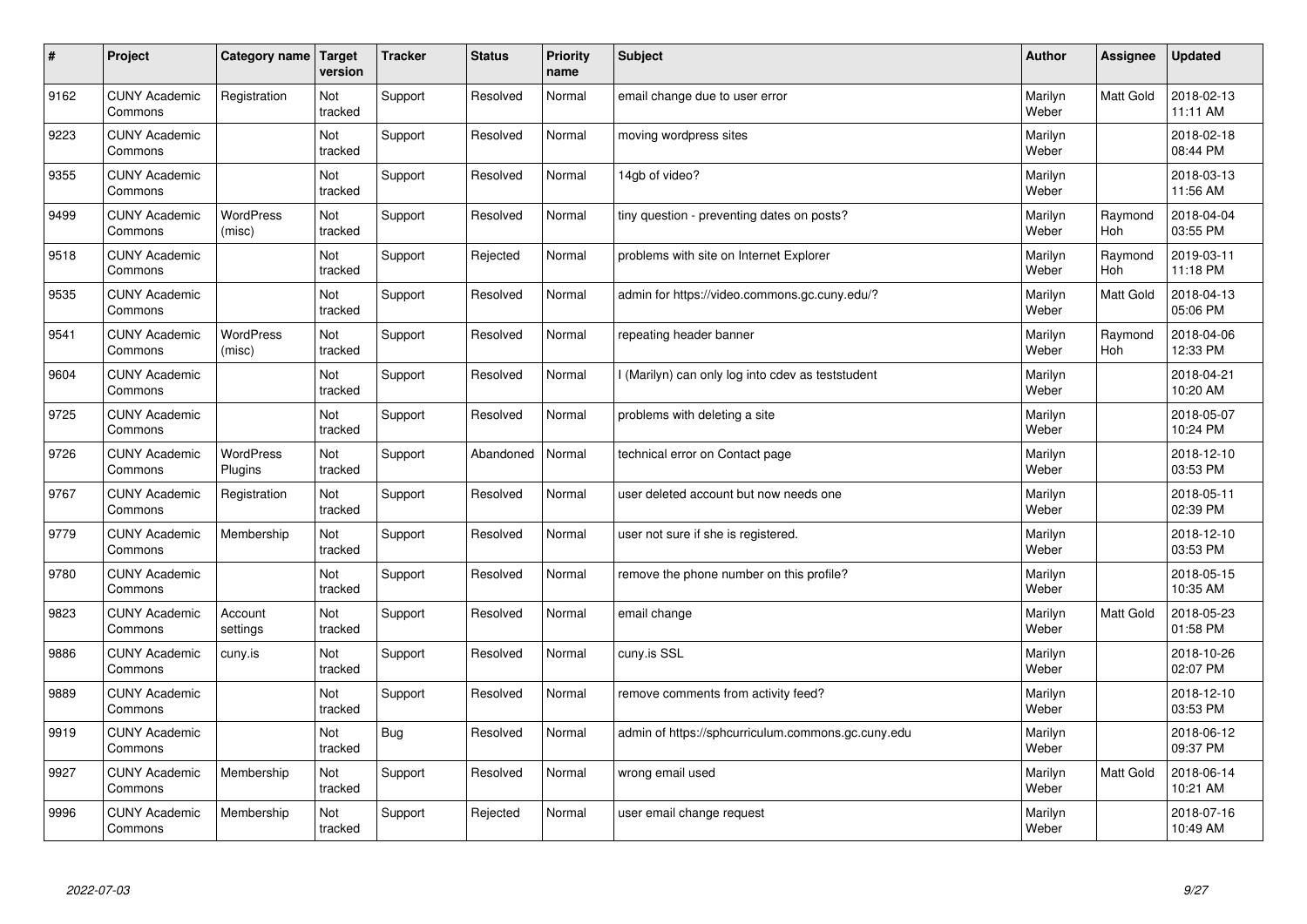| # | Project | Category name | Target version | Tracker | Status | Priority name | Subject | Author | Assignee | Updated |
|---|---|---|---|---|---|---|---|---|---|---|
| 9162 | CUNY Academic Commons | Registration | Not tracked | Support | Resolved | Normal | email change due to user error | Marilyn Weber | Matt Gold | 2018-02-13 11:11 AM |
| 9223 | CUNY Academic Commons | | Not tracked | Support | Resolved | Normal | moving wordpress sites | Marilyn Weber | | 2018-02-18 08:44 PM |
| 9355 | CUNY Academic Commons | | Not tracked | Support | Resolved | Normal | 14gb of video? | Marilyn Weber | | 2018-03-13 11:56 AM |
| 9499 | CUNY Academic Commons | WordPress (misc) | Not tracked | Support | Resolved | Normal | tiny question - preventing dates on posts? | Marilyn Weber | Raymond Hoh | 2018-04-04 03:55 PM |
| 9518 | CUNY Academic Commons | | Not tracked | Support | Rejected | Normal | problems with site on Internet Explorer | Marilyn Weber | Raymond Hoh | 2019-03-11 11:18 PM |
| 9535 | CUNY Academic Commons | | Not tracked | Support | Resolved | Normal | admin for https://video.commons.gc.cuny.edu/? | Marilyn Weber | Matt Gold | 2018-04-13 05:06 PM |
| 9541 | CUNY Academic Commons | WordPress (misc) | Not tracked | Support | Resolved | Normal | repeating header banner | Marilyn Weber | Raymond Hoh | 2018-04-06 12:33 PM |
| 9604 | CUNY Academic Commons | | Not tracked | Support | Resolved | Normal | I (Marilyn) can only log into cdev as teststudent | Marilyn Weber | | 2018-04-21 10:20 AM |
| 9725 | CUNY Academic Commons | | Not tracked | Support | Resolved | Normal | problems with deleting a site | Marilyn Weber | | 2018-05-07 10:24 PM |
| 9726 | CUNY Academic Commons | WordPress Plugins | Not tracked | Support | Abandoned | Normal | technical error on Contact page | Marilyn Weber | | 2018-12-10 03:53 PM |
| 9767 | CUNY Academic Commons | Registration | Not tracked | Support | Resolved | Normal | user deleted account but now needs one | Marilyn Weber | | 2018-05-11 02:39 PM |
| 9779 | CUNY Academic Commons | Membership | Not tracked | Support | Resolved | Normal | user not sure if she is registered. | Marilyn Weber | | 2018-12-10 03:53 PM |
| 9780 | CUNY Academic Commons | | Not tracked | Support | Resolved | Normal | remove the phone number on this profile? | Marilyn Weber | | 2018-05-15 10:35 AM |
| 9823 | CUNY Academic Commons | Account settings | Not tracked | Support | Resolved | Normal | email change | Marilyn Weber | Matt Gold | 2018-05-23 01:58 PM |
| 9886 | CUNY Academic Commons | cuny.is | Not tracked | Support | Resolved | Normal | cuny.is SSL | Marilyn Weber | | 2018-10-26 02:07 PM |
| 9889 | CUNY Academic Commons | | Not tracked | Support | Resolved | Normal | remove comments from activity feed? | Marilyn Weber | | 2018-12-10 03:53 PM |
| 9919 | CUNY Academic Commons | | Not tracked | Bug | Resolved | Normal | admin of https://sphcurriculum.commons.gc.cuny.edu | Marilyn Weber | | 2018-06-12 09:37 PM |
| 9927 | CUNY Academic Commons | Membership | Not tracked | Support | Resolved | Normal | wrong email used | Marilyn Weber | Matt Gold | 2018-06-14 10:21 AM |
| 9996 | CUNY Academic Commons | Membership | Not tracked | Support | Rejected | Normal | user email change request | Marilyn Weber | | 2018-07-16 10:49 AM |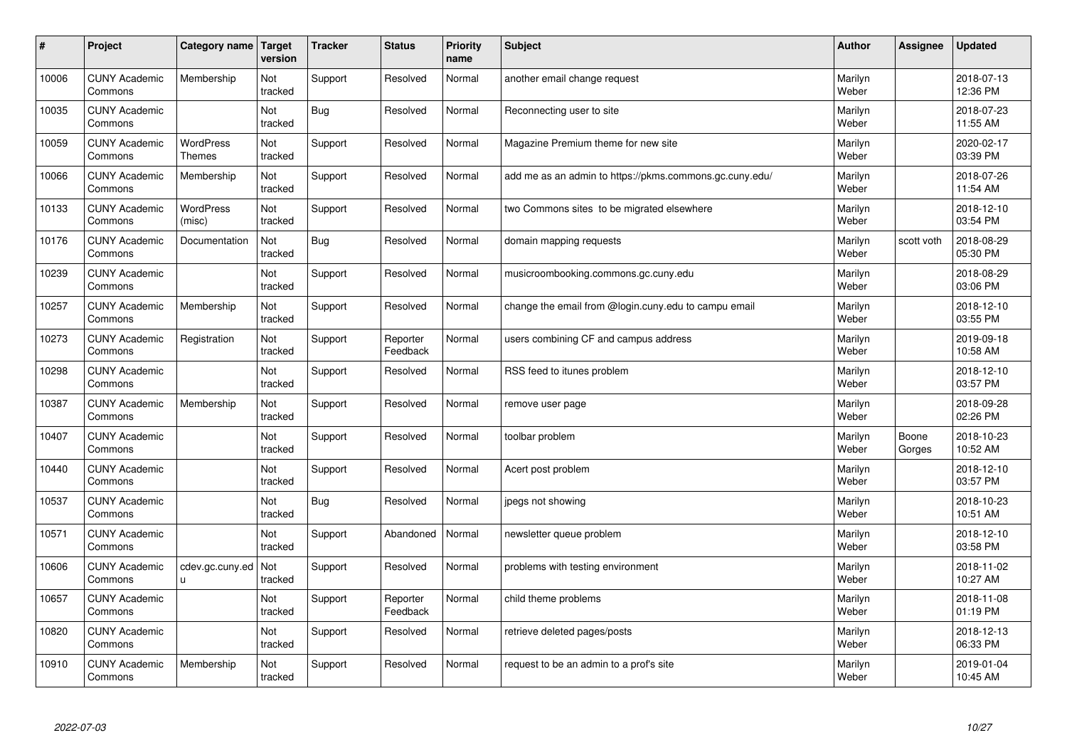| # | Project | Category name | Target version | Tracker | Status | Priority name | Subject | Author | Assignee | Updated |
|---|---|---|---|---|---|---|---|---|---|---|
| 10006 | CUNY Academic Commons | Membership | Not tracked | Support | Resolved | Normal | another email change request | Marilyn Weber | | 2018-07-13 12:36 PM |
| 10035 | CUNY Academic Commons | | Not tracked | Bug | Resolved | Normal | Reconnecting user to site | Marilyn Weber | | 2018-07-23 11:55 AM |
| 10059 | CUNY Academic Commons | WordPress Themes | Not tracked | Support | Resolved | Normal | Magazine Premium theme for new site | Marilyn Weber | | 2020-02-17 03:39 PM |
| 10066 | CUNY Academic Commons | Membership | Not tracked | Support | Resolved | Normal | add me as an admin to https://pkms.commons.gc.cuny.edu/ | Marilyn Weber | | 2018-07-26 11:54 AM |
| 10133 | CUNY Academic Commons | WordPress (misc) | Not tracked | Support | Resolved | Normal | two Commons sites to be migrated elsewhere | Marilyn Weber | | 2018-12-10 03:54 PM |
| 10176 | CUNY Academic Commons | Documentation | Not tracked | Bug | Resolved | Normal | domain mapping requests | Marilyn Weber | scott voth | 2018-08-29 05:30 PM |
| 10239 | CUNY Academic Commons | | Not tracked | Support | Resolved | Normal | musicroombooking.commons.gc.cuny.edu | Marilyn Weber | | 2018-08-29 03:06 PM |
| 10257 | CUNY Academic Commons | Membership | Not tracked | Support | Resolved | Normal | change the email from @login.cuny.edu to campu email | Marilyn Weber | | 2018-12-10 03:55 PM |
| 10273 | CUNY Academic Commons | Registration | Not tracked | Support | Reporter Feedback | Normal | users combining CF and campus address | Marilyn Weber | | 2019-09-18 10:58 AM |
| 10298 | CUNY Academic Commons | | Not tracked | Support | Resolved | Normal | RSS feed to itunes problem | Marilyn Weber | | 2018-12-10 03:57 PM |
| 10387 | CUNY Academic Commons | Membership | Not tracked | Support | Resolved | Normal | remove user page | Marilyn Weber | | 2018-09-28 02:26 PM |
| 10407 | CUNY Academic Commons | | Not tracked | Support | Resolved | Normal | toolbar problem | Marilyn Weber | Boone Gorges | 2018-10-23 10:52 AM |
| 10440 | CUNY Academic Commons | | Not tracked | Support | Resolved | Normal | Acert post problem | Marilyn Weber | | 2018-12-10 03:57 PM |
| 10537 | CUNY Academic Commons | | Not tracked | Bug | Resolved | Normal | jpegs not showing | Marilyn Weber | | 2018-10-23 10:51 AM |
| 10571 | CUNY Academic Commons | | Not tracked | Support | Abandoned | Normal | newsletter queue problem | Marilyn Weber | | 2018-12-10 03:58 PM |
| 10606 | CUNY Academic Commons | cdev.gc.cuny.edu | Not tracked | Support | Resolved | Normal | problems with testing environment | Marilyn Weber | | 2018-11-02 10:27 AM |
| 10657 | CUNY Academic Commons | | Not tracked | Support | Reporter Feedback | Normal | child theme problems | Marilyn Weber | | 2018-11-08 01:19 PM |
| 10820 | CUNY Academic Commons | | Not tracked | Support | Resolved | Normal | retrieve deleted pages/posts | Marilyn Weber | | 2018-12-13 06:33 PM |
| 10910 | CUNY Academic Commons | Membership | Not tracked | Support | Resolved | Normal | request to be an admin to a prof's site | Marilyn Weber | | 2019-01-04 10:45 AM |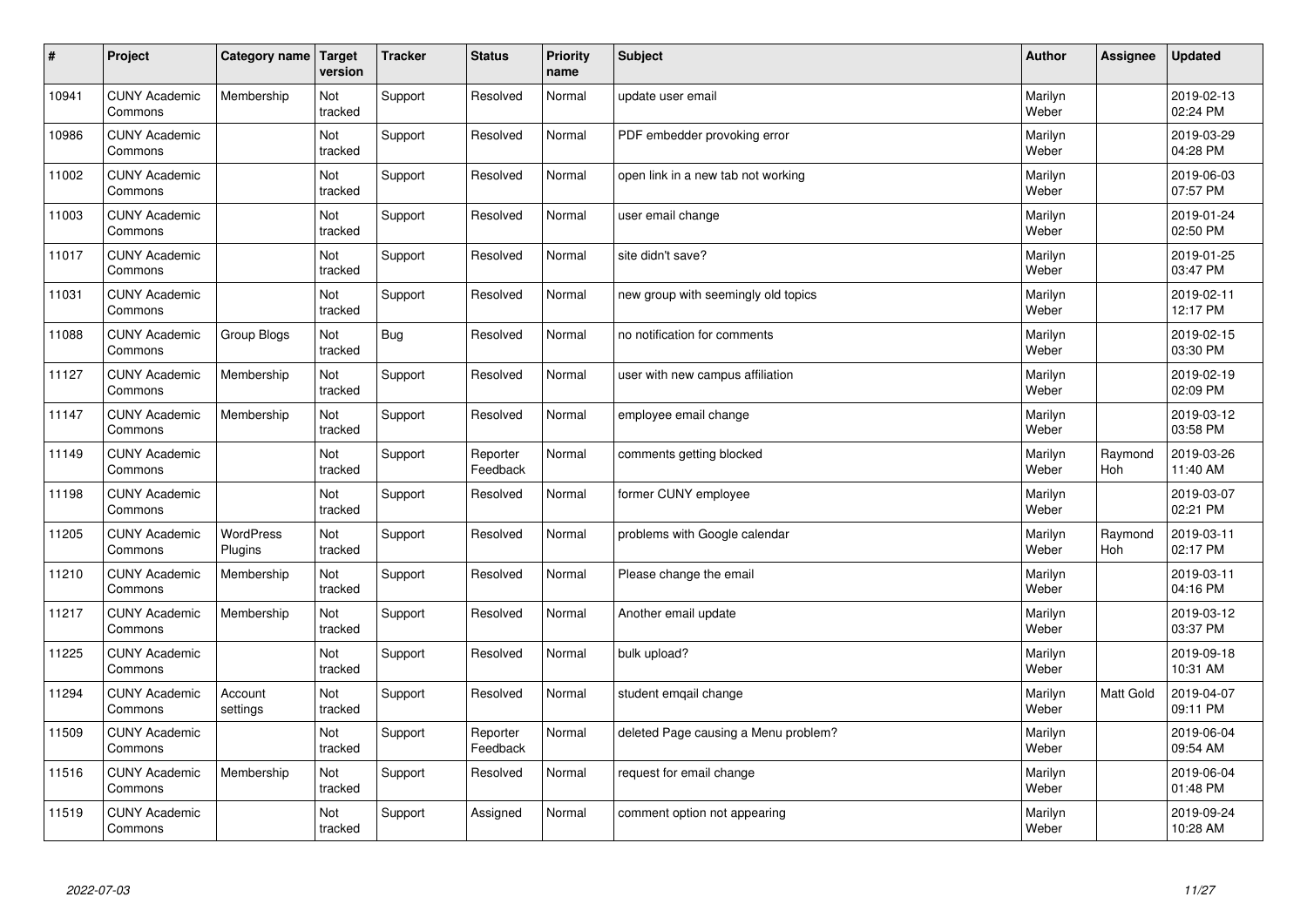| # | Project | Category name | Target version | Tracker | Status | Priority name | Subject | Author | Assignee | Updated |
|---|---|---|---|---|---|---|---|---|---|---|
| 10941 | CUNY Academic Commons | Membership | Not tracked | Support | Resolved | Normal | update user email | Marilyn Weber | | 2019-02-13 02:24 PM |
| 10986 | CUNY Academic Commons | | Not tracked | Support | Resolved | Normal | PDF embedder provoking error | Marilyn Weber | | 2019-03-29 04:28 PM |
| 11002 | CUNY Academic Commons | | Not tracked | Support | Resolved | Normal | open link in a new tab not working | Marilyn Weber | | 2019-06-03 07:57 PM |
| 11003 | CUNY Academic Commons | | Not tracked | Support | Resolved | Normal | user email change | Marilyn Weber | | 2019-01-24 02:50 PM |
| 11017 | CUNY Academic Commons | | Not tracked | Support | Resolved | Normal | site didn't save? | Marilyn Weber | | 2019-01-25 03:47 PM |
| 11031 | CUNY Academic Commons | | Not tracked | Support | Resolved | Normal | new group with seemingly old topics | Marilyn Weber | | 2019-02-11 12:17 PM |
| 11088 | CUNY Academic Commons | Group Blogs | Not tracked | Bug | Resolved | Normal | no notification for comments | Marilyn Weber | | 2019-02-15 03:30 PM |
| 11127 | CUNY Academic Commons | Membership | Not tracked | Support | Resolved | Normal | user with new campus affiliation | Marilyn Weber | | 2019-02-19 02:09 PM |
| 11147 | CUNY Academic Commons | Membership | Not tracked | Support | Resolved | Normal | employee email change | Marilyn Weber | | 2019-03-12 03:58 PM |
| 11149 | CUNY Academic Commons | | Not tracked | Support | Reporter Feedback | Normal | comments getting blocked | Marilyn Weber | Raymond Hoh | 2019-03-26 11:40 AM |
| 11198 | CUNY Academic Commons | | Not tracked | Support | Resolved | Normal | former CUNY employee | Marilyn Weber | | 2019-03-07 02:21 PM |
| 11205 | CUNY Academic Commons | WordPress Plugins | Not tracked | Support | Resolved | Normal | problems with Google calendar | Marilyn Weber | Raymond Hoh | 2019-03-11 02:17 PM |
| 11210 | CUNY Academic Commons | Membership | Not tracked | Support | Resolved | Normal | Please change the email | Marilyn Weber | | 2019-03-11 04:16 PM |
| 11217 | CUNY Academic Commons | Membership | Not tracked | Support | Resolved | Normal | Another email update | Marilyn Weber | | 2019-03-12 03:37 PM |
| 11225 | CUNY Academic Commons | | Not tracked | Support | Resolved | Normal | bulk upload? | Marilyn Weber | | 2019-09-18 10:31 AM |
| 11294 | CUNY Academic Commons | Account settings | Not tracked | Support | Resolved | Normal | student emqail change | Marilyn Weber | Matt Gold | 2019-04-07 09:11 PM |
| 11509 | CUNY Academic Commons | | Not tracked | Support | Reporter Feedback | Normal | deleted Page causing a Menu problem? | Marilyn Weber | | 2019-06-04 09:54 AM |
| 11516 | CUNY Academic Commons | Membership | Not tracked | Support | Resolved | Normal | request for email change | Marilyn Weber | | 2019-06-04 01:48 PM |
| 11519 | CUNY Academic Commons | | Not tracked | Support | Assigned | Normal | comment option not appearing | Marilyn Weber | | 2019-09-24 10:28 AM |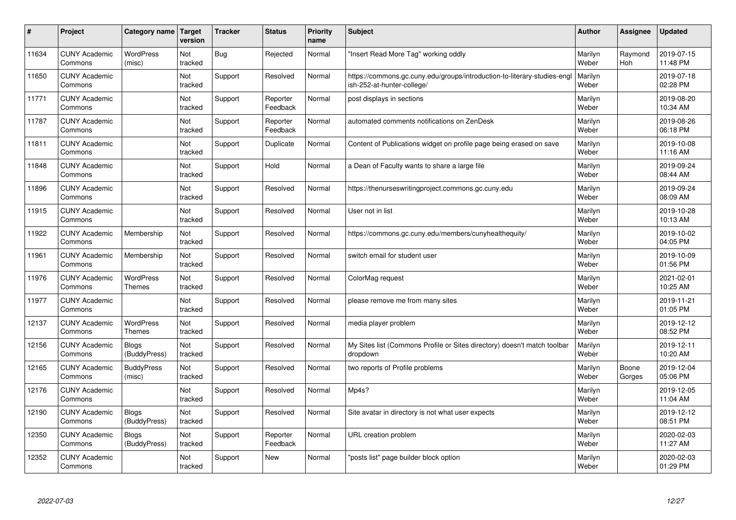| # | Project | Category name | Target version | Tracker | Status | Priority name | Subject | Author | Assignee | Updated |
|---|---|---|---|---|---|---|---|---|---|---|
| 11634 | CUNY Academic Commons | WordPress (misc) | Not tracked | Bug | Rejected | Normal | "Insert Read More Tag" working oddly | Marilyn Weber | Raymond Hoh | 2019-07-15 11:48 PM |
| 11650 | CUNY Academic Commons | | Not tracked | Support | Resolved | Normal | https://commons.gc.cuny.edu/groups/introduction-to-literary-studies-english-252-at-hunter-college/ | Marilyn Weber | | 2019-07-18 02:28 PM |
| 11771 | CUNY Academic Commons | | Not tracked | Support | Reporter Feedback | Normal | post displays in sections | Marilyn Weber | | 2019-08-20 10:34 AM |
| 11787 | CUNY Academic Commons | | Not tracked | Support | Reporter Feedback | Normal | automated comments notifications on ZenDesk | Marilyn Weber | | 2019-08-26 06:18 PM |
| 11811 | CUNY Academic Commons | | Not tracked | Support | Duplicate | Normal | Content of Publications widget on profile page being erased on save | Marilyn Weber | | 2019-10-08 11:16 AM |
| 11848 | CUNY Academic Commons | | Not tracked | Support | Hold | Normal | a Dean of Faculty wants to share a large file | Marilyn Weber | | 2019-09-24 08:44 AM |
| 11896 | CUNY Academic Commons | | Not tracked | Support | Resolved | Normal | https://thenurseswritingproject.commons.gc.cuny.edu | Marilyn Weber | | 2019-09-24 08:09 AM |
| 11915 | CUNY Academic Commons | | Not tracked | Support | Resolved | Normal | User not in list | Marilyn Weber | | 2019-10-28 10:13 AM |
| 11922 | CUNY Academic Commons | Membership | Not tracked | Support | Resolved | Normal | https://commons.gc.cuny.edu/members/cunyhealthequity/ | Marilyn Weber | | 2019-10-02 04:05 PM |
| 11961 | CUNY Academic Commons | Membership | Not tracked | Support | Resolved | Normal | switch email for student user | Marilyn Weber | | 2019-10-09 01:56 PM |
| 11976 | CUNY Academic Commons | WordPress Themes | Not tracked | Support | Resolved | Normal | ColorMag request | Marilyn Weber | | 2021-02-01 10:25 AM |
| 11977 | CUNY Academic Commons | | Not tracked | Support | Resolved | Normal | please remove me from many sites | Marilyn Weber | | 2019-11-21 01:05 PM |
| 12137 | CUNY Academic Commons | WordPress Themes | Not tracked | Support | Resolved | Normal | media player problem | Marilyn Weber | | 2019-12-12 08:52 PM |
| 12156 | CUNY Academic Commons | Blogs (BuddyPress) | Not tracked | Support | Resolved | Normal | My Sites list (Commons Profile or Sites directory) doesn't match toolbar dropdown | Marilyn Weber | | 2019-12-11 10:20 AM |
| 12165 | CUNY Academic Commons | BuddyPress (misc) | Not tracked | Support | Resolved | Normal | two reports of Profile problems | Marilyn Weber | Boone Gorges | 2019-12-04 05:06 PM |
| 12176 | CUNY Academic Commons | | Not tracked | Support | Resolved | Normal | Mp4s? | Marilyn Weber | | 2019-12-05 11:04 AM |
| 12190 | CUNY Academic Commons | Blogs (BuddyPress) | Not tracked | Support | Resolved | Normal | Site avatar in directory is not what user expects | Marilyn Weber | | 2019-12-12 08:51 PM |
| 12350 | CUNY Academic Commons | Blogs (BuddyPress) | Not tracked | Support | Reporter Feedback | Normal | URL creation problem | Marilyn Weber | | 2020-02-03 11:27 AM |
| 12352 | CUNY Academic Commons | | Not tracked | Support | New | Normal | "posts list" page builder block option | Marilyn Weber | | 2020-02-03 01:29 PM |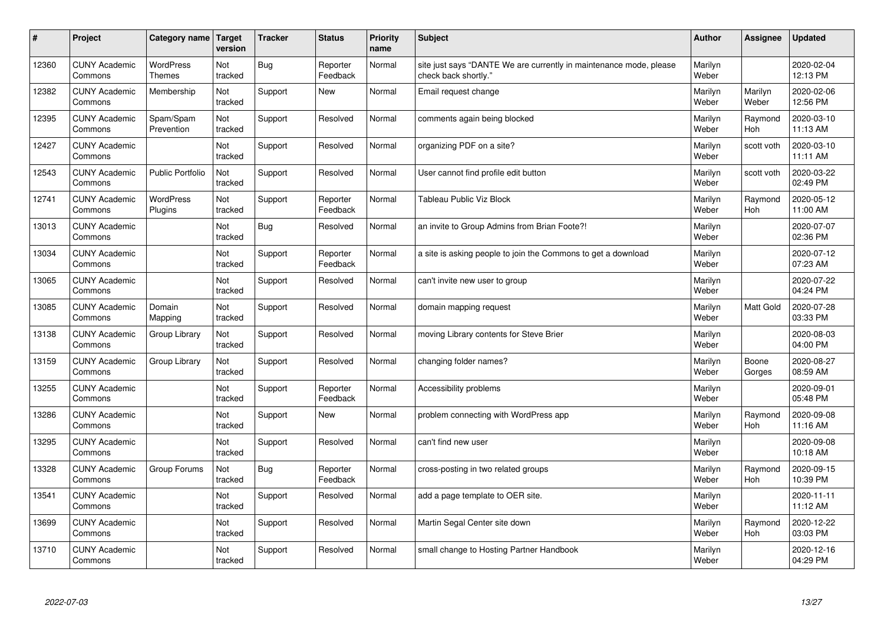| # | Project | Category name | Target version | Tracker | Status | Priority name | Subject | Author | Assignee | Updated |
|---|---|---|---|---|---|---|---|---|---|---|
| 12360 | CUNY Academic Commons | WordPress Themes | Not tracked | Bug | Reporter Feedback | Normal | site just says "DANTE We are currently in maintenance mode, please check back shortly." | Marilyn Weber | | 2020-02-04 12:13 PM |
| 12382 | CUNY Academic Commons | Membership | Not tracked | Support | New | Normal | Email request change | Marilyn Weber | Marilyn Weber | 2020-02-06 12:56 PM |
| 12395 | CUNY Academic Commons | Spam/Spam Prevention | Not tracked | Support | Resolved | Normal | comments again being blocked | Marilyn Weber | Raymond Hoh | 2020-03-10 11:13 AM |
| 12427 | CUNY Academic Commons | | Not tracked | Support | Resolved | Normal | organizing PDF on a site? | Marilyn Weber | scott voth | 2020-03-10 11:11 AM |
| 12543 | CUNY Academic Commons | Public Portfolio | Not tracked | Support | Resolved | Normal | User cannot find profile edit button | Marilyn Weber | scott voth | 2020-03-22 02:49 PM |
| 12741 | CUNY Academic Commons | WordPress Plugins | Not tracked | Support | Reporter Feedback | Normal | Tableau Public Viz Block | Marilyn Weber | Raymond Hoh | 2020-05-12 11:00 AM |
| 13013 | CUNY Academic Commons | | Not tracked | Bug | Resolved | Normal | an invite to Group Admins from Brian Foote?! | Marilyn Weber | | 2020-07-07 02:36 PM |
| 13034 | CUNY Academic Commons | | Not tracked | Support | Reporter Feedback | Normal | a site is asking people to join the Commons to get a download | Marilyn Weber | | 2020-07-12 07:23 AM |
| 13065 | CUNY Academic Commons | | Not tracked | Support | Resolved | Normal | can't invite new user to group | Marilyn Weber | | 2020-07-22 04:24 PM |
| 13085 | CUNY Academic Commons | Domain Mapping | Not tracked | Support | Resolved | Normal | domain mapping request | Marilyn Weber | Matt Gold | 2020-07-28 03:33 PM |
| 13138 | CUNY Academic Commons | Group Library | Not tracked | Support | Resolved | Normal | moving Library contents for Steve Brier | Marilyn Weber | | 2020-08-03 04:00 PM |
| 13159 | CUNY Academic Commons | Group Library | Not tracked | Support | Resolved | Normal | changing folder names? | Marilyn Weber | Boone Gorges | 2020-08-27 08:59 AM |
| 13255 | CUNY Academic Commons | | Not tracked | Support | Reporter Feedback | Normal | Accessibility problems | Marilyn Weber | | 2020-09-01 05:48 PM |
| 13286 | CUNY Academic Commons | | Not tracked | Support | New | Normal | problem connecting with WordPress app | Marilyn Weber | Raymond Hoh | 2020-09-08 11:16 AM |
| 13295 | CUNY Academic Commons | | Not tracked | Support | Resolved | Normal | can't find new user | Marilyn Weber | | 2020-09-08 10:18 AM |
| 13328 | CUNY Academic Commons | Group Forums | Not tracked | Bug | Reporter Feedback | Normal | cross-posting in two related groups | Marilyn Weber | Raymond Hoh | 2020-09-15 10:39 PM |
| 13541 | CUNY Academic Commons | | Not tracked | Support | Resolved | Normal | add a page template to OER site. | Marilyn Weber | | 2020-11-11 11:12 AM |
| 13699 | CUNY Academic Commons | | Not tracked | Support | Resolved | Normal | Martin Segal Center site down | Marilyn Weber | Raymond Hoh | 2020-12-22 03:03 PM |
| 13710 | CUNY Academic Commons | | Not tracked | Support | Resolved | Normal | small change to Hosting Partner Handbook | Marilyn Weber | | 2020-12-16 04:29 PM |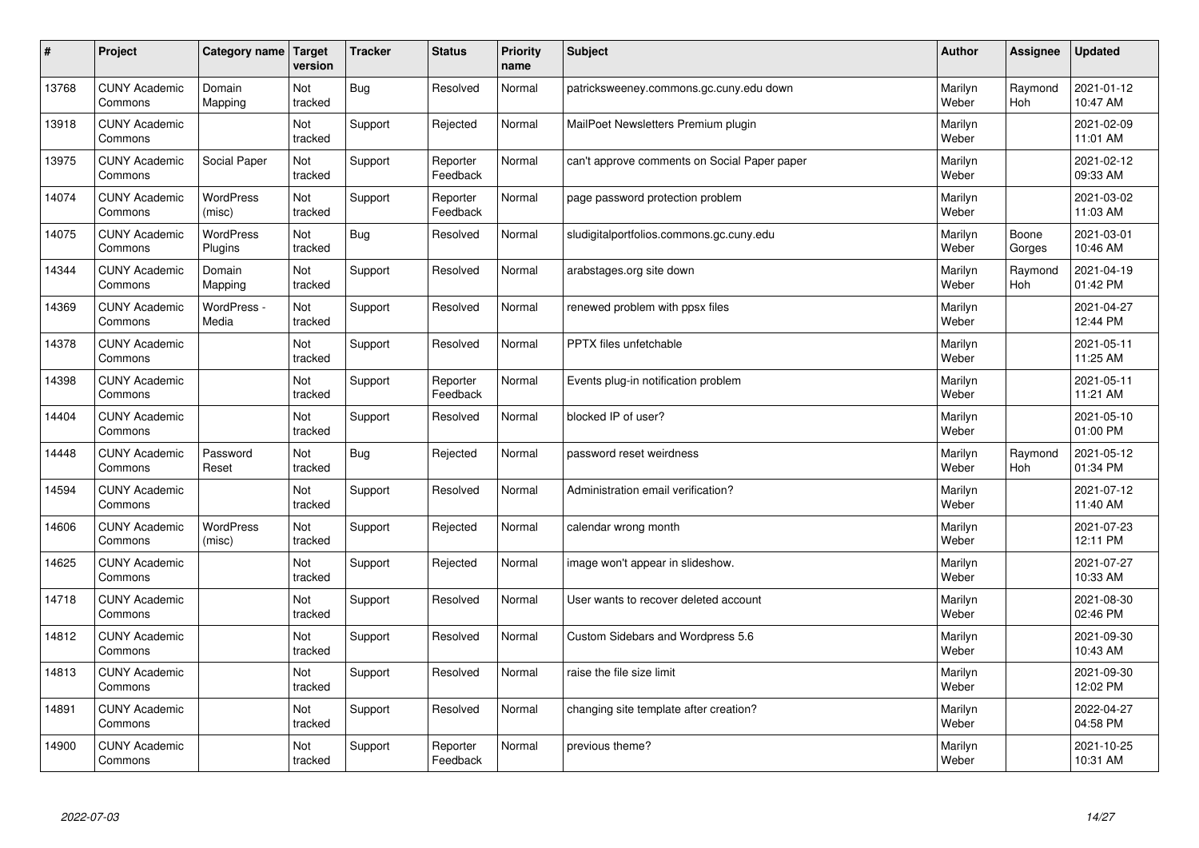| # | Project | Category name | Target version | Tracker | Status | Priority name | Subject | Author | Assignee | Updated |
|---|---|---|---|---|---|---|---|---|---|---|
| 13768 | CUNY Academic Commons | Domain Mapping | Not tracked | Bug | Resolved | Normal | patricksweeney.commons.gc.cuny.edu down | Marilyn Weber | Raymond Hoh | 2021-01-12 10:47 AM |
| 13918 | CUNY Academic Commons | | Not tracked | Support | Rejected | Normal | MailPoet Newsletters Premium plugin | Marilyn Weber | | 2021-02-09 11:01 AM |
| 13975 | CUNY Academic Commons | Social Paper | Not tracked | Support | Reporter Feedback | Normal | can't approve comments on Social Paper paper | Marilyn Weber | | 2021-02-12 09:33 AM |
| 14074 | CUNY Academic Commons | WordPress (misc) | Not tracked | Support | Reporter Feedback | Normal | page password protection problem | Marilyn Weber | | 2021-03-02 11:03 AM |
| 14075 | CUNY Academic Commons | WordPress Plugins | Not tracked | Bug | Resolved | Normal | sludigitalportfolios.commons.gc.cuny.edu | Marilyn Weber | Boone Gorges | 2021-03-01 10:46 AM |
| 14344 | CUNY Academic Commons | Domain Mapping | Not tracked | Support | Resolved | Normal | arabstages.org site down | Marilyn Weber | Raymond Hoh | 2021-04-19 01:42 PM |
| 14369 | CUNY Academic Commons | WordPress - Media | Not tracked | Support | Resolved | Normal | renewed problem with ppsx files | Marilyn Weber | | 2021-04-27 12:44 PM |
| 14378 | CUNY Academic Commons | | Not tracked | Support | Resolved | Normal | PPTX files unfetchable | Marilyn Weber | | 2021-05-11 11:25 AM |
| 14398 | CUNY Academic Commons | | Not tracked | Support | Reporter Feedback | Normal | Events plug-in notification problem | Marilyn Weber | | 2021-05-11 11:21 AM |
| 14404 | CUNY Academic Commons | | Not tracked | Support | Resolved | Normal | blocked IP of user? | Marilyn Weber | | 2021-05-10 01:00 PM |
| 14448 | CUNY Academic Commons | Password Reset | Not tracked | Bug | Rejected | Normal | password reset weirdness | Marilyn Weber | Raymond Hoh | 2021-05-12 01:34 PM |
| 14594 | CUNY Academic Commons | | Not tracked | Support | Resolved | Normal | Administration email verification? | Marilyn Weber | | 2021-07-12 11:40 AM |
| 14606 | CUNY Academic Commons | WordPress (misc) | Not tracked | Support | Rejected | Normal | calendar wrong month | Marilyn Weber | | 2021-07-23 12:11 PM |
| 14625 | CUNY Academic Commons | | Not tracked | Support | Rejected | Normal | image won't appear in slideshow. | Marilyn Weber | | 2021-07-27 10:33 AM |
| 14718 | CUNY Academic Commons | | Not tracked | Support | Resolved | Normal | User wants to recover deleted account | Marilyn Weber | | 2021-08-30 02:46 PM |
| 14812 | CUNY Academic Commons | | Not tracked | Support | Resolved | Normal | Custom Sidebars and Wordpress 5.6 | Marilyn Weber | | 2021-09-30 10:43 AM |
| 14813 | CUNY Academic Commons | | Not tracked | Support | Resolved | Normal | raise the file size limit | Marilyn Weber | | 2021-09-30 12:02 PM |
| 14891 | CUNY Academic Commons | | Not tracked | Support | Resolved | Normal | changing site template after creation? | Marilyn Weber | | 2022-04-27 04:58 PM |
| 14900 | CUNY Academic Commons | | Not tracked | Support | Reporter Feedback | Normal | previous theme? | Marilyn Weber | | 2021-10-25 10:31 AM |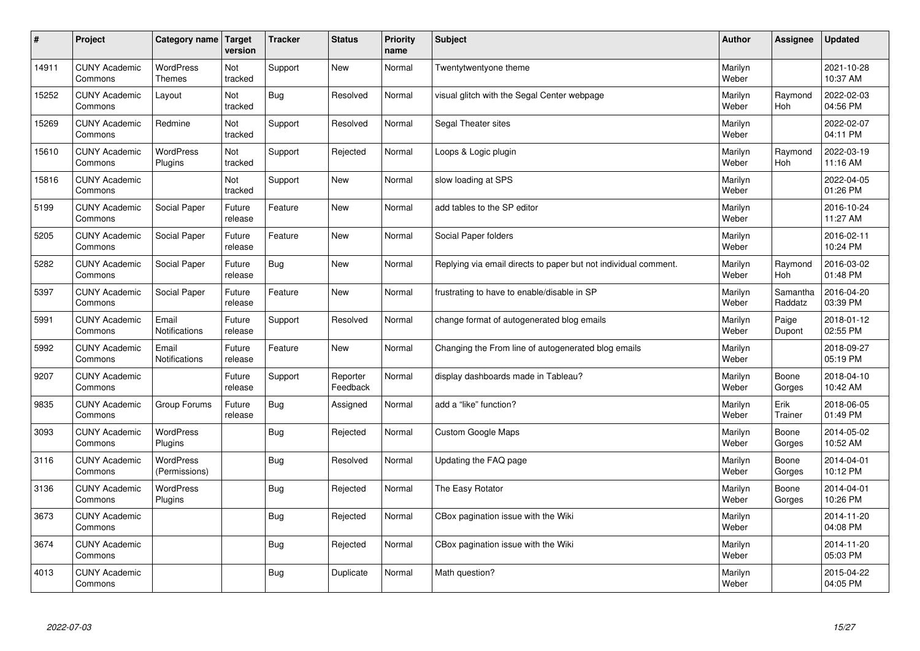| # | Project | Category name | Target version | Tracker | Status | Priority name | Subject | Author | Assignee | Updated |
|---|---|---|---|---|---|---|---|---|---|---|
| 14911 | CUNY Academic Commons | WordPress Themes | Not tracked | Support | New | Normal | Twentytwentyone theme | Marilyn Weber | | 2021-10-28 10:37 AM |
| 15252 | CUNY Academic Commons | Layout | Not tracked | Bug | Resolved | Normal | visual glitch with the Segal Center webpage | Marilyn Weber | Raymond Hoh | 2022-02-03 04:56 PM |
| 15269 | CUNY Academic Commons | Redmine | Not tracked | Support | Resolved | Normal | Segal Theater sites | Marilyn Weber | | 2022-02-07 04:11 PM |
| 15610 | CUNY Academic Commons | WordPress Plugins | Not tracked | Support | Rejected | Normal | Loops & Logic plugin | Marilyn Weber | Raymond Hoh | 2022-03-19 11:16 AM |
| 15816 | CUNY Academic Commons | | Not tracked | Support | New | Normal | slow loading at SPS | Marilyn Weber | | 2022-04-05 01:26 PM |
| 5199 | CUNY Academic Commons | Social Paper | Future release | Feature | New | Normal | add tables to the SP editor | Marilyn Weber | | 2016-10-24 11:27 AM |
| 5205 | CUNY Academic Commons | Social Paper | Future release | Feature | New | Normal | Social Paper folders | Marilyn Weber | | 2016-02-11 10:24 PM |
| 5282 | CUNY Academic Commons | Social Paper | Future release | Bug | New | Normal | Replying via email directs to paper but not individual comment. | Marilyn Weber | Raymond Hoh | 2016-03-02 01:48 PM |
| 5397 | CUNY Academic Commons | Social Paper | Future release | Feature | New | Normal | frustrating to have to enable/disable in SP | Marilyn Weber | Samantha Raddatz | 2016-04-20 03:39 PM |
| 5991 | CUNY Academic Commons | Email Notifications | Future release | Support | Resolved | Normal | change format of autogenerated blog emails | Marilyn Weber | Paige Dupont | 2018-01-12 02:55 PM |
| 5992 | CUNY Academic Commons | Email Notifications | Future release | Feature | New | Normal | Changing the From line of autogenerated blog emails | Marilyn Weber | | 2018-09-27 05:19 PM |
| 9207 | CUNY Academic Commons | | Future release | Support | Reporter Feedback | Normal | display dashboards made in Tableau? | Marilyn Weber | Boone Gorges | 2018-04-10 10:42 AM |
| 9835 | CUNY Academic Commons | Group Forums | Future release | Bug | Assigned | Normal | add a "like" function? | Marilyn Weber | Erik Trainer | 2018-06-05 01:49 PM |
| 3093 | CUNY Academic Commons | WordPress Plugins | | Bug | Rejected | Normal | Custom Google Maps | Marilyn Weber | Boone Gorges | 2014-05-02 10:52 AM |
| 3116 | CUNY Academic Commons | WordPress (Permissions) | | Bug | Resolved | Normal | Updating the FAQ page | Marilyn Weber | Boone Gorges | 2014-04-01 10:12 PM |
| 3136 | CUNY Academic Commons | WordPress Plugins | | Bug | Rejected | Normal | The Easy Rotator | Marilyn Weber | Boone Gorges | 2014-04-01 10:26 PM |
| 3673 | CUNY Academic Commons | | | Bug | Rejected | Normal | CBox pagination issue with the Wiki | Marilyn Weber | | 2014-11-20 04:08 PM |
| 3674 | CUNY Academic Commons | | | Bug | Rejected | Normal | CBox pagination issue with the Wiki | Marilyn Weber | | 2014-11-20 05:03 PM |
| 4013 | CUNY Academic Commons | | | Bug | Duplicate | Normal | Math question? | Marilyn Weber | | 2015-04-22 04:05 PM |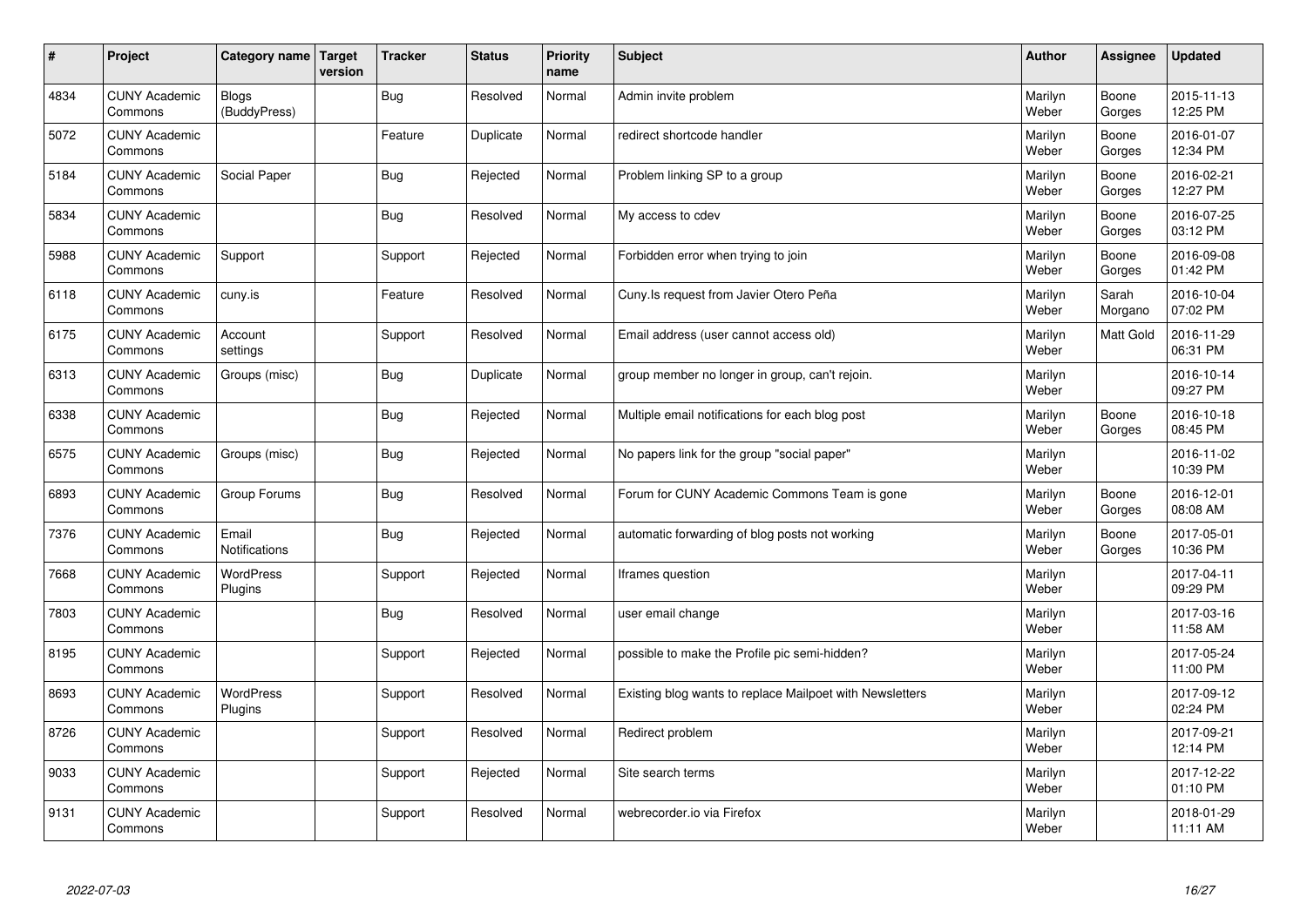| # | Project | Category name | Target version | Tracker | Status | Priority name | Subject | Author | Assignee | Updated |
|---|---|---|---|---|---|---|---|---|---|---|
| 4834 | CUNY Academic Commons | Blogs (BuddyPress) | | Bug | Resolved | Normal | Admin invite problem | Marilyn Weber | Boone Gorges | 2015-11-13 12:25 PM |
| 5072 | CUNY Academic Commons | | | Feature | Duplicate | Normal | redirect shortcode handler | Marilyn Weber | Boone Gorges | 2016-01-07 12:34 PM |
| 5184 | CUNY Academic Commons | Social Paper | | Bug | Rejected | Normal | Problem linking SP to a group | Marilyn Weber | Boone Gorges | 2016-02-21 12:27 PM |
| 5834 | CUNY Academic Commons | | | Bug | Resolved | Normal | My access to cdev | Marilyn Weber | Boone Gorges | 2016-07-25 03:12 PM |
| 5988 | CUNY Academic Commons | Support | | Support | Rejected | Normal | Forbidden error when trying to join | Marilyn Weber | Boone Gorges | 2016-09-08 01:42 PM |
| 6118 | CUNY Academic Commons | cuny.is | | Feature | Resolved | Normal | Cuny.Is request from Javier Otero Peña | Marilyn Weber | Sarah Morgano | 2016-10-04 07:02 PM |
| 6175 | CUNY Academic Commons | Account settings | | Support | Resolved | Normal | Email address (user cannot access old) | Marilyn Weber | Matt Gold | 2016-11-29 06:31 PM |
| 6313 | CUNY Academic Commons | Groups (misc) | | Bug | Duplicate | Normal | group member no longer in group, can't rejoin. | Marilyn Weber | | 2016-10-14 09:27 PM |
| 6338 | CUNY Academic Commons | | | Bug | Rejected | Normal | Multiple email notifications for each blog post | Marilyn Weber | Boone Gorges | 2016-10-18 08:45 PM |
| 6575 | CUNY Academic Commons | Groups (misc) | | Bug | Rejected | Normal | No papers link for the group "social paper" | Marilyn Weber | | 2016-11-02 10:39 PM |
| 6893 | CUNY Academic Commons | Group Forums | | Bug | Resolved | Normal | Forum for CUNY Academic Commons Team is gone | Marilyn Weber | Boone Gorges | 2016-12-01 08:08 AM |
| 7376 | CUNY Academic Commons | Email Notifications | | Bug | Rejected | Normal | automatic forwarding of blog posts not working | Marilyn Weber | Boone Gorges | 2017-05-01 10:36 PM |
| 7668 | CUNY Academic Commons | WordPress Plugins | | Support | Rejected | Normal | Iframes question | Marilyn Weber | | 2017-04-11 09:29 PM |
| 7803 | CUNY Academic Commons | | | Bug | Resolved | Normal | user email change | Marilyn Weber | | 2017-03-16 11:58 AM |
| 8195 | CUNY Academic Commons | | | Support | Rejected | Normal | possible to make the Profile pic semi-hidden? | Marilyn Weber | | 2017-05-24 11:00 PM |
| 8693 | CUNY Academic Commons | WordPress Plugins | | Support | Resolved | Normal | Existing blog wants to replace Mailpoet with Newsletters | Marilyn Weber | | 2017-09-12 02:24 PM |
| 8726 | CUNY Academic Commons | | | Support | Resolved | Normal | Redirect problem | Marilyn Weber | | 2017-09-21 12:14 PM |
| 9033 | CUNY Academic Commons | | | Support | Rejected | Normal | Site search terms | Marilyn Weber | | 2017-12-22 01:10 PM |
| 9131 | CUNY Academic Commons | | | Support | Resolved | Normal | webrecorder.io via Firefox | Marilyn Weber | | 2018-01-29 11:11 AM |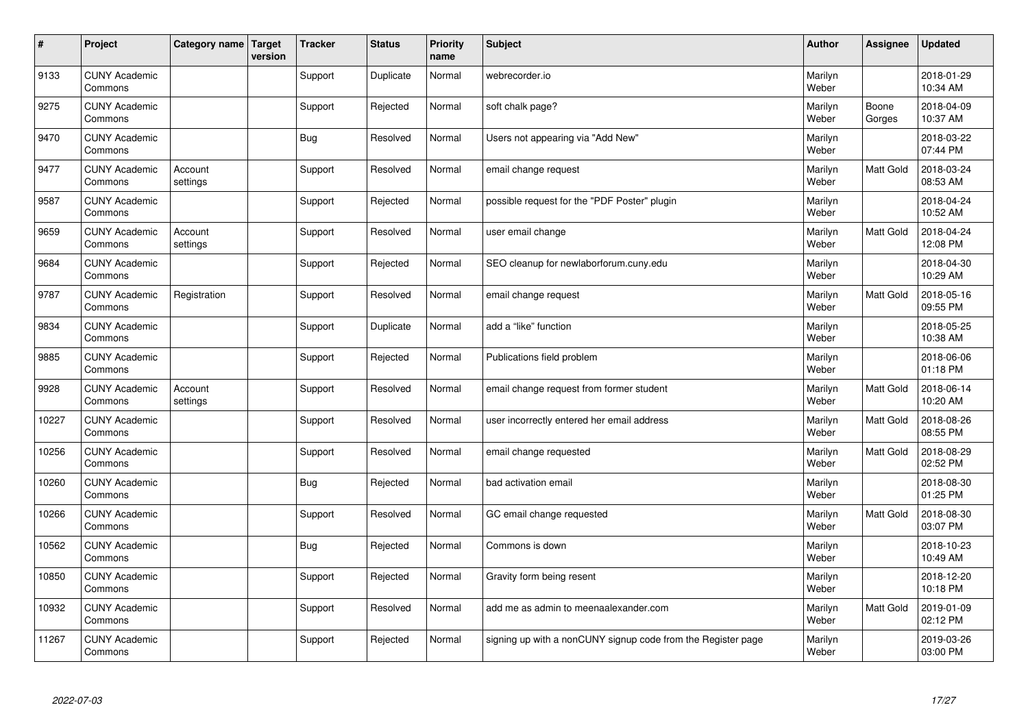| # | Project | Category name | Target version | Tracker | Status | Priority name | Subject | Author | Assignee | Updated |
|---|---|---|---|---|---|---|---|---|---|---|
| 9133 | CUNY Academic Commons | | | Support | Duplicate | Normal | webrecorder.io | Marilyn Weber | | 2018-01-29 10:34 AM |
| 9275 | CUNY Academic Commons | | | Support | Rejected | Normal | soft chalk page? | Marilyn Weber | Boone Gorges | 2018-04-09 10:37 AM |
| 9470 | CUNY Academic Commons | | | Bug | Resolved | Normal | Users not appearing via "Add New" | Marilyn Weber | | 2018-03-22 07:44 PM |
| 9477 | CUNY Academic Commons | Account settings | | Support | Resolved | Normal | email change request | Marilyn Weber | Matt Gold | 2018-03-24 08:53 AM |
| 9587 | CUNY Academic Commons | | | Support | Rejected | Normal | possible request for the "PDF Poster" plugin | Marilyn Weber | | 2018-04-24 10:52 AM |
| 9659 | CUNY Academic Commons | Account settings | | Support | Resolved | Normal | user email change | Marilyn Weber | Matt Gold | 2018-04-24 12:08 PM |
| 9684 | CUNY Academic Commons | | | Support | Rejected | Normal | SEO cleanup for newlaborforum.cuny.edu | Marilyn Weber | | 2018-04-30 10:29 AM |
| 9787 | CUNY Academic Commons | Registration | | Support | Resolved | Normal | email change request | Marilyn Weber | Matt Gold | 2018-05-16 09:55 PM |
| 9834 | CUNY Academic Commons | | | Support | Duplicate | Normal | add a "like" function | Marilyn Weber | | 2018-05-25 10:38 AM |
| 9885 | CUNY Academic Commons | | | Support | Rejected | Normal | Publications field problem | Marilyn Weber | | 2018-06-06 01:18 PM |
| 9928 | CUNY Academic Commons | Account settings | | Support | Resolved | Normal | email change request from former student | Marilyn Weber | Matt Gold | 2018-06-14 10:20 AM |
| 10227 | CUNY Academic Commons | | | Support | Resolved | Normal | user incorrectly entered her email address | Marilyn Weber | Matt Gold | 2018-08-26 08:55 PM |
| 10256 | CUNY Academic Commons | | | Support | Resolved | Normal | email change requested | Marilyn Weber | Matt Gold | 2018-08-29 02:52 PM |
| 10260 | CUNY Academic Commons | | | Bug | Rejected | Normal | bad activation email | Marilyn Weber | | 2018-08-30 01:25 PM |
| 10266 | CUNY Academic Commons | | | Support | Resolved | Normal | GC email change requested | Marilyn Weber | Matt Gold | 2018-08-30 03:07 PM |
| 10562 | CUNY Academic Commons | | | Bug | Rejected | Normal | Commons is down | Marilyn Weber | | 2018-10-23 10:49 AM |
| 10850 | CUNY Academic Commons | | | Support | Rejected | Normal | Gravity form being resent | Marilyn Weber | | 2018-12-20 10:18 PM |
| 10932 | CUNY Academic Commons | | | Support | Resolved | Normal | add me as admin to meenaalexander.com | Marilyn Weber | Matt Gold | 2019-01-09 02:12 PM |
| 11267 | CUNY Academic Commons | | | Support | Rejected | Normal | signing up with a nonCUNY signup code from the Register page | Marilyn Weber | | 2019-03-26 03:00 PM |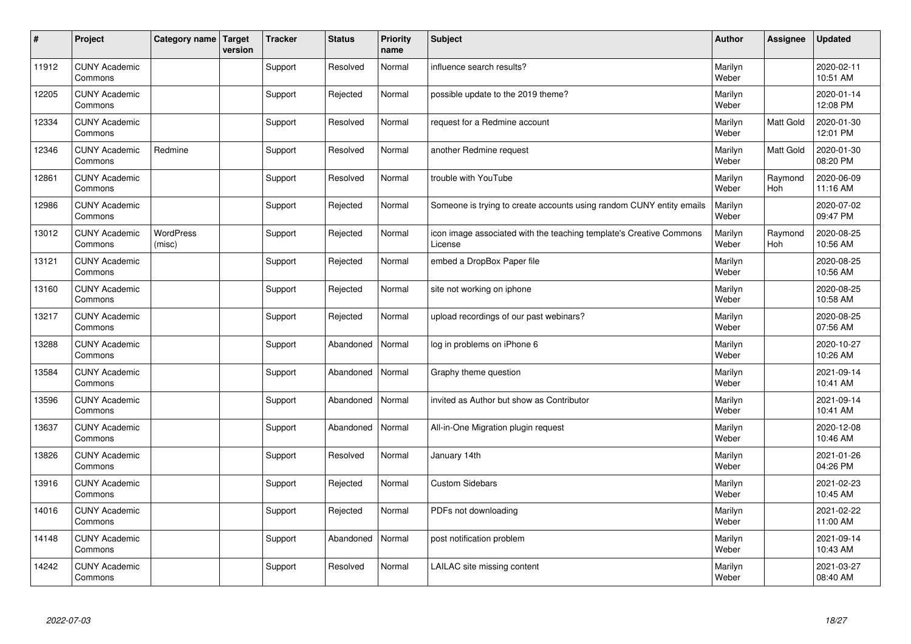| # | Project | Category name | Target version | Tracker | Status | Priority name | Subject | Author | Assignee | Updated |
|---|---|---|---|---|---|---|---|---|---|---|
| 11912 | CUNY Academic Commons | | | Support | Resolved | Normal | influence search results? | Marilyn Weber | | 2020-02-11 10:51 AM |
| 12205 | CUNY Academic Commons | | | Support | Rejected | Normal | possible update to the 2019 theme? | Marilyn Weber | | 2020-01-14 12:08 PM |
| 12334 | CUNY Academic Commons | | | Support | Resolved | Normal | request for a Redmine account | Marilyn Weber | Matt Gold | 2020-01-30 12:01 PM |
| 12346 | CUNY Academic Commons | Redmine | | Support | Resolved | Normal | another Redmine request | Marilyn Weber | Matt Gold | 2020-01-30 08:20 PM |
| 12861 | CUNY Academic Commons | | | Support | Resolved | Normal | trouble with YouTube | Marilyn Weber | Raymond Hoh | 2020-06-09 11:16 AM |
| 12986 | CUNY Academic Commons | | | Support | Rejected | Normal | Someone is trying to create accounts using random CUNY entity emails | Marilyn Weber | | 2020-07-02 09:47 PM |
| 13012 | CUNY Academic Commons | WordPress (misc) | | Support | Rejected | Normal | icon image associated with the teaching template's Creative Commons License | Marilyn Weber | Raymond Hoh | 2020-08-25 10:56 AM |
| 13121 | CUNY Academic Commons | | | Support | Rejected | Normal | embed a DropBox Paper file | Marilyn Weber | | 2020-08-25 10:56 AM |
| 13160 | CUNY Academic Commons | | | Support | Rejected | Normal | site not working on iphone | Marilyn Weber | | 2020-08-25 10:58 AM |
| 13217 | CUNY Academic Commons | | | Support | Rejected | Normal | upload recordings of our past webinars? | Marilyn Weber | | 2020-08-25 07:56 AM |
| 13288 | CUNY Academic Commons | | | Support | Abandoned | Normal | log in problems on iPhone 6 | Marilyn Weber | | 2020-10-27 10:26 AM |
| 13584 | CUNY Academic Commons | | | Support | Abandoned | Normal | Graphy theme question | Marilyn Weber | | 2021-09-14 10:41 AM |
| 13596 | CUNY Academic Commons | | | Support | Abandoned | Normal | invited as Author but show as Contributor | Marilyn Weber | | 2021-09-14 10:41 AM |
| 13637 | CUNY Academic Commons | | | Support | Abandoned | Normal | All-in-One Migration plugin request | Marilyn Weber | | 2020-12-08 10:46 AM |
| 13826 | CUNY Academic Commons | | | Support | Resolved | Normal | January 14th | Marilyn Weber | | 2021-01-26 04:26 PM |
| 13916 | CUNY Academic Commons | | | Support | Rejected | Normal | Custom Sidebars | Marilyn Weber | | 2021-02-23 10:45 AM |
| 14016 | CUNY Academic Commons | | | Support | Rejected | Normal | PDFs not downloading | Marilyn Weber | | 2021-02-22 11:00 AM |
| 14148 | CUNY Academic Commons | | | Support | Abandoned | Normal | post notification problem | Marilyn Weber | | 2021-09-14 10:43 AM |
| 14242 | CUNY Academic Commons | | | Support | Resolved | Normal | LAILAC site missing content | Marilyn Weber | | 2021-03-27 08:40 AM |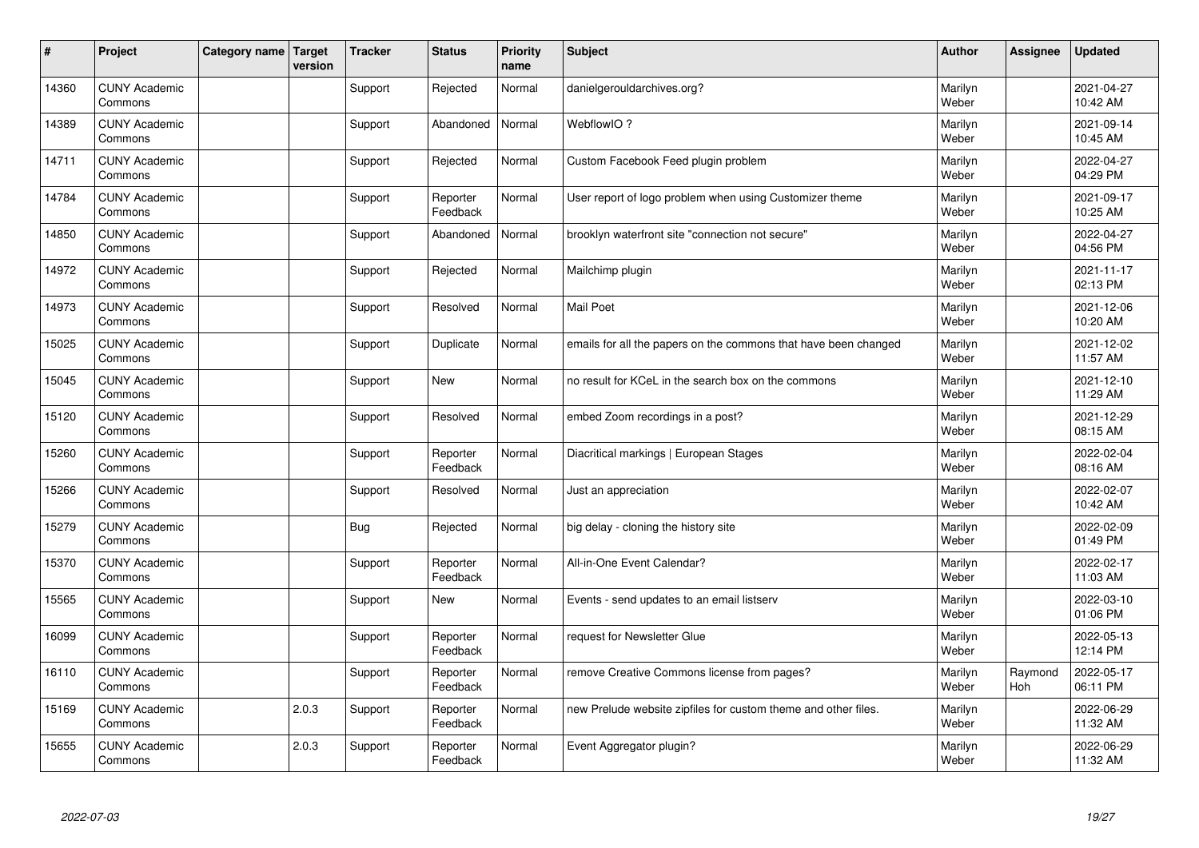| # | Project | Category name | Target version | Tracker | Status | Priority name | Subject | Author | Assignee | Updated |
|---|---|---|---|---|---|---|---|---|---|---|
| 14360 | CUNY Academic Commons | | | Support | Rejected | Normal | danielgerouldarchives.org? | Marilyn Weber | | 2021-04-27 10:42 AM |
| 14389 | CUNY Academic Commons | | | Support | Abandoned | Normal | WebflowIO ? | Marilyn Weber | | 2021-09-14 10:45 AM |
| 14711 | CUNY Academic Commons | | | Support | Rejected | Normal | Custom Facebook Feed plugin problem | Marilyn Weber | | 2022-04-27 04:29 PM |
| 14784 | CUNY Academic Commons | | | Support | Reporter Feedback | Normal | User report of logo problem when using Customizer theme | Marilyn Weber | | 2021-09-17 10:25 AM |
| 14850 | CUNY Academic Commons | | | Support | Abandoned | Normal | brooklyn waterfront site "connection not secure" | Marilyn Weber | | 2022-04-27 04:56 PM |
| 14972 | CUNY Academic Commons | | | Support | Rejected | Normal | Mailchimp plugin | Marilyn Weber | | 2021-11-17 02:13 PM |
| 14973 | CUNY Academic Commons | | | Support | Resolved | Normal | Mail Poet | Marilyn Weber | | 2021-12-06 10:20 AM |
| 15025 | CUNY Academic Commons | | | Support | Duplicate | Normal | emails for all the papers on the commons that have been changed | Marilyn Weber | | 2021-12-02 11:57 AM |
| 15045 | CUNY Academic Commons | | | Support | New | Normal | no result for KCeL in the search box on the commons | Marilyn Weber | | 2021-12-10 11:29 AM |
| 15120 | CUNY Academic Commons | | | Support | Resolved | Normal | embed Zoom recordings in a post? | Marilyn Weber | | 2021-12-29 08:15 AM |
| 15260 | CUNY Academic Commons | | | Support | Reporter Feedback | Normal | Diacritical markings \| European Stages | Marilyn Weber | | 2022-02-04 08:16 AM |
| 15266 | CUNY Academic Commons | | | Support | Resolved | Normal | Just an appreciation | Marilyn Weber | | 2022-02-07 10:42 AM |
| 15279 | CUNY Academic Commons | | | Bug | Rejected | Normal | big delay - cloning the history site | Marilyn Weber | | 2022-02-09 01:49 PM |
| 15370 | CUNY Academic Commons | | | Support | Reporter Feedback | Normal | All-in-One Event Calendar? | Marilyn Weber | | 2022-02-17 11:03 AM |
| 15565 | CUNY Academic Commons | | | Support | New | Normal | Events - send updates to an email listserv | Marilyn Weber | | 2022-03-10 01:06 PM |
| 16099 | CUNY Academic Commons | | | Support | Reporter Feedback | Normal | request for Newsletter Glue | Marilyn Weber | | 2022-05-13 12:14 PM |
| 16110 | CUNY Academic Commons | | | Support | Reporter Feedback | Normal | remove Creative Commons license from pages? | Marilyn Weber | Raymond Hoh | 2022-05-17 06:11 PM |
| 15169 | CUNY Academic Commons | | 2.0.3 | Support | Reporter Feedback | Normal | new Prelude website zipfiles for custom theme and other files. | Marilyn Weber | | 2022-06-29 11:32 AM |
| 15655 | CUNY Academic Commons | | 2.0.3 | Support | Reporter Feedback | Normal | Event Aggregator plugin? | Marilyn Weber | | 2022-06-29 11:32 AM |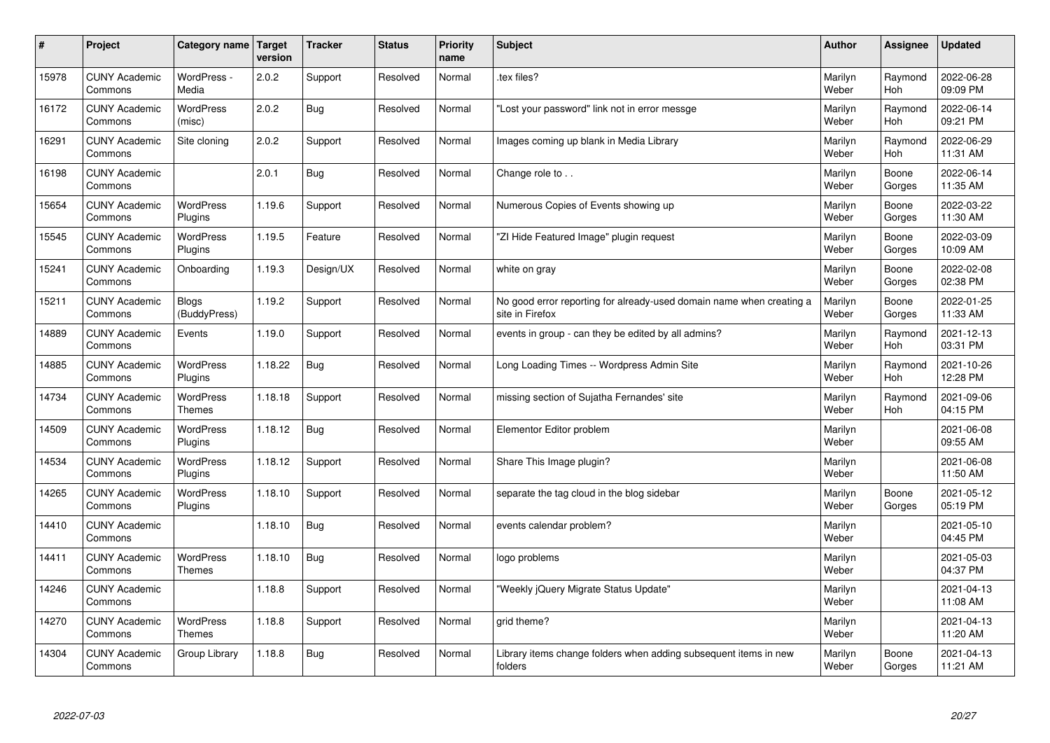| # | Project | Category name | Target version | Tracker | Status | Priority name | Subject | Author | Assignee | Updated |
|---|---|---|---|---|---|---|---|---|---|---|
| 15978 | CUNY Academic Commons | WordPress - Media | 2.0.2 | Support | Resolved | Normal | .tex files? | Marilyn Weber | Raymond Hoh | 2022-06-28 09:09 PM |
| 16172 | CUNY Academic Commons | WordPress (misc) | 2.0.2 | Bug | Resolved | Normal | "Lost your password" link not in error messge | Marilyn Weber | Raymond Hoh | 2022-06-14 09:21 PM |
| 16291 | CUNY Academic Commons | Site cloning | 2.0.2 | Support | Resolved | Normal | Images coming up blank in Media Library | Marilyn Weber | Raymond Hoh | 2022-06-29 11:31 AM |
| 16198 | CUNY Academic Commons | | 2.0.1 | Bug | Resolved | Normal | Change role to . . | Marilyn Weber | Boone Gorges | 2022-06-14 11:35 AM |
| 15654 | CUNY Academic Commons | WordPress Plugins | 1.19.6 | Support | Resolved | Normal | Numerous Copies of Events showing up | Marilyn Weber | Boone Gorges | 2022-03-22 11:30 AM |
| 15545 | CUNY Academic Commons | WordPress Plugins | 1.19.5 | Feature | Resolved | Normal | "ZI Hide Featured Image" plugin request | Marilyn Weber | Boone Gorges | 2022-03-09 10:09 AM |
| 15241 | CUNY Academic Commons | Onboarding | 1.19.3 | Design/UX | Resolved | Normal | white on gray | Marilyn Weber | Boone Gorges | 2022-02-08 02:38 PM |
| 15211 | CUNY Academic Commons | Blogs (BuddyPress) | 1.19.2 | Support | Resolved | Normal | No good error reporting for already-used domain name when creating a site in Firefox | Marilyn Weber | Boone Gorges | 2022-01-25 11:33 AM |
| 14889 | CUNY Academic Commons | Events | 1.19.0 | Support | Resolved | Normal | events in group - can they be edited by all admins? | Marilyn Weber | Raymond Hoh | 2021-12-13 03:31 PM |
| 14885 | CUNY Academic Commons | WordPress Plugins | 1.18.22 | Bug | Resolved | Normal | Long Loading Times -- Wordpress Admin Site | Marilyn Weber | Raymond Hoh | 2021-10-26 12:28 PM |
| 14734 | CUNY Academic Commons | WordPress Themes | 1.18.18 | Support | Resolved | Normal | missing section of Sujatha Fernandes' site | Marilyn Weber | Raymond Hoh | 2021-09-06 04:15 PM |
| 14509 | CUNY Academic Commons | WordPress Plugins | 1.18.12 | Bug | Resolved | Normal | Elementor Editor problem | Marilyn Weber | | 2021-06-08 09:55 AM |
| 14534 | CUNY Academic Commons | WordPress Plugins | 1.18.12 | Support | Resolved | Normal | Share This Image plugin? | Marilyn Weber | | 2021-06-08 11:50 AM |
| 14265 | CUNY Academic Commons | WordPress Plugins | 1.18.10 | Support | Resolved | Normal | separate the tag cloud in the blog sidebar | Marilyn Weber | Boone Gorges | 2021-05-12 05:19 PM |
| 14410 | CUNY Academic Commons | | 1.18.10 | Bug | Resolved | Normal | events calendar problem? | Marilyn Weber | | 2021-05-10 04:45 PM |
| 14411 | CUNY Academic Commons | WordPress Themes | 1.18.10 | Bug | Resolved | Normal | logo problems | Marilyn Weber | | 2021-05-03 04:37 PM |
| 14246 | CUNY Academic Commons | | 1.18.8 | Support | Resolved | Normal | "Weekly jQuery Migrate Status Update" | Marilyn Weber | | 2021-04-13 11:08 AM |
| 14270 | CUNY Academic Commons | WordPress Themes | 1.18.8 | Support | Resolved | Normal | grid theme? | Marilyn Weber | | 2021-04-13 11:20 AM |
| 14304 | CUNY Academic Commons | Group Library | 1.18.8 | Bug | Resolved | Normal | Library items change folders when adding subsequent items in new folders | Marilyn Weber | Boone Gorges | 2021-04-13 11:21 AM |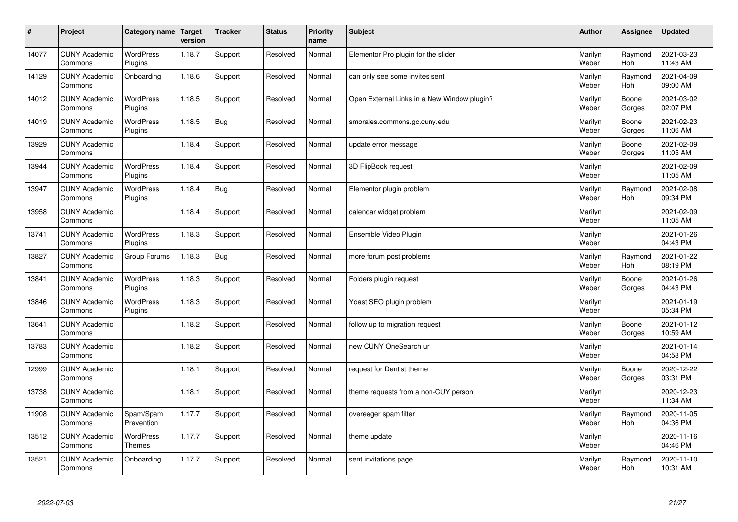| # | Project | Category name | Target version | Tracker | Status | Priority name | Subject | Author | Assignee | Updated |
|---|---|---|---|---|---|---|---|---|---|---|
| 14077 | CUNY Academic Commons | WordPress Plugins | 1.18.7 | Support | Resolved | Normal | Elementor Pro plugin for the slider | Marilyn Weber | Raymond Hoh | 2021-03-23 11:43 AM |
| 14129 | CUNY Academic Commons | Onboarding | 1.18.6 | Support | Resolved | Normal | can only see some invites sent | Marilyn Weber | Raymond Hoh | 2021-04-09 09:00 AM |
| 14012 | CUNY Academic Commons | WordPress Plugins | 1.18.5 | Support | Resolved | Normal | Open External Links in a New Window plugin? | Marilyn Weber | Boone Gorges | 2021-03-02 02:07 PM |
| 14019 | CUNY Academic Commons | WordPress Plugins | 1.18.5 | Bug | Resolved | Normal | smorales.commons.gc.cuny.edu | Marilyn Weber | Boone Gorges | 2021-02-23 11:06 AM |
| 13929 | CUNY Academic Commons | | 1.18.4 | Support | Resolved | Normal | update error message | Marilyn Weber | Boone Gorges | 2021-02-09 11:05 AM |
| 13944 | CUNY Academic Commons | WordPress Plugins | 1.18.4 | Support | Resolved | Normal | 3D FlipBook request | Marilyn Weber | | 2021-02-09 11:05 AM |
| 13947 | CUNY Academic Commons | WordPress Plugins | 1.18.4 | Bug | Resolved | Normal | Elementor plugin problem | Marilyn Weber | Raymond Hoh | 2021-02-08 09:34 PM |
| 13958 | CUNY Academic Commons | | 1.18.4 | Support | Resolved | Normal | calendar widget problem | Marilyn Weber | | 2021-02-09 11:05 AM |
| 13741 | CUNY Academic Commons | WordPress Plugins | 1.18.3 | Support | Resolved | Normal | Ensemble Video Plugin | Marilyn Weber | | 2021-01-26 04:43 PM |
| 13827 | CUNY Academic Commons | Group Forums | 1.18.3 | Bug | Resolved | Normal | more forum post problems | Marilyn Weber | Raymond Hoh | 2021-01-22 08:19 PM |
| 13841 | CUNY Academic Commons | WordPress Plugins | 1.18.3 | Support | Resolved | Normal | Folders plugin request | Marilyn Weber | Boone Gorges | 2021-01-26 04:43 PM |
| 13846 | CUNY Academic Commons | WordPress Plugins | 1.18.3 | Support | Resolved | Normal | Yoast SEO plugin problem | Marilyn Weber | | 2021-01-19 05:34 PM |
| 13641 | CUNY Academic Commons | | 1.18.2 | Support | Resolved | Normal | follow up to migration request | Marilyn Weber | Boone Gorges | 2021-01-12 10:59 AM |
| 13783 | CUNY Academic Commons | | 1.18.2 | Support | Resolved | Normal | new CUNY OneSearch url | Marilyn Weber | | 2021-01-14 04:53 PM |
| 12999 | CUNY Academic Commons | | 1.18.1 | Support | Resolved | Normal | request for Dentist theme | Marilyn Weber | Boone Gorges | 2020-12-22 03:31 PM |
| 13738 | CUNY Academic Commons | | 1.18.1 | Support | Resolved | Normal | theme requests from a non-CUY person | Marilyn Weber | | 2020-12-23 11:34 AM |
| 11908 | CUNY Academic Commons | Spam/Spam Prevention | 1.17.7 | Support | Resolved | Normal | overeager spam filter | Marilyn Weber | Raymond Hoh | 2020-11-05 04:36 PM |
| 13512 | CUNY Academic Commons | WordPress Themes | 1.17.7 | Support | Resolved | Normal | theme update | Marilyn Weber | | 2020-11-16 04:46 PM |
| 13521 | CUNY Academic Commons | Onboarding | 1.17.7 | Support | Resolved | Normal | sent invitations page | Marilyn Weber | Raymond Hoh | 2020-11-10 10:31 AM |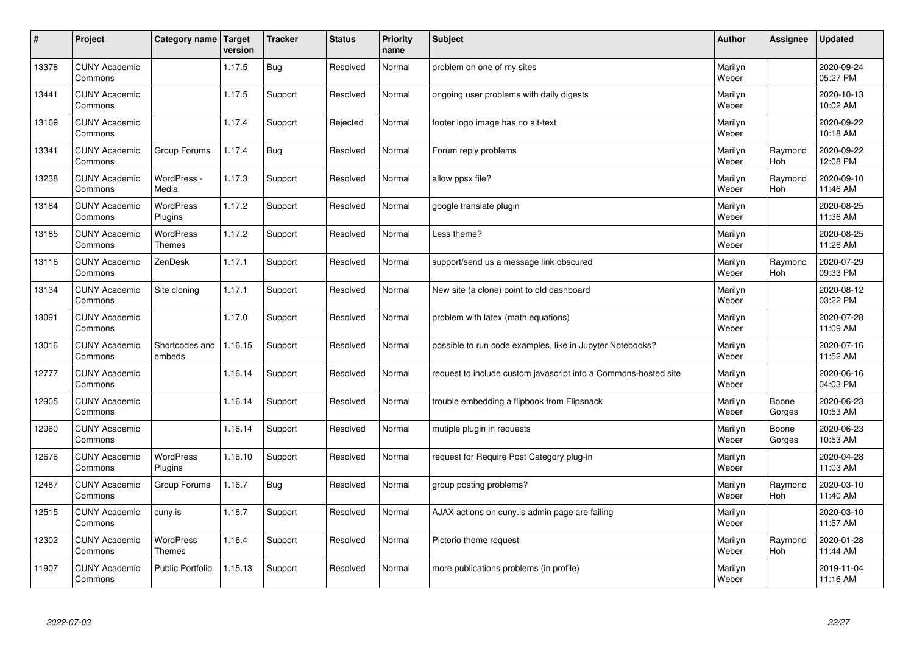| # | Project | Category name | Target version | Tracker | Status | Priority name | Subject | Author | Assignee | Updated |
|---|---|---|---|---|---|---|---|---|---|---|
| 13378 | CUNY Academic Commons | | 1.17.5 | Bug | Resolved | Normal | problem on one of my sites | Marilyn Weber | | 2020-09-24 05:27 PM |
| 13441 | CUNY Academic Commons | | 1.17.5 | Support | Resolved | Normal | ongoing user problems with daily digests | Marilyn Weber | | 2020-10-13 10:02 AM |
| 13169 | CUNY Academic Commons | | 1.17.4 | Support | Rejected | Normal | footer logo image has no alt-text | Marilyn Weber | | 2020-09-22 10:18 AM |
| 13341 | CUNY Academic Commons | Group Forums | 1.17.4 | Bug | Resolved | Normal | Forum reply problems | Marilyn Weber | Raymond Hoh | 2020-09-22 12:08 PM |
| 13238 | CUNY Academic Commons | WordPress - Media | 1.17.3 | Support | Resolved | Normal | allow ppsx file? | Marilyn Weber | Raymond Hoh | 2020-09-10 11:46 AM |
| 13184 | CUNY Academic Commons | WordPress Plugins | 1.17.2 | Support | Resolved | Normal | google translate plugin | Marilyn Weber | | 2020-08-25 11:36 AM |
| 13185 | CUNY Academic Commons | WordPress Themes | 1.17.2 | Support | Resolved | Normal | Less theme? | Marilyn Weber | | 2020-08-25 11:26 AM |
| 13116 | CUNY Academic Commons | ZenDesk | 1.17.1 | Support | Resolved | Normal | support/send us a message link obscured | Marilyn Weber | Raymond Hoh | 2020-07-29 09:33 PM |
| 13134 | CUNY Academic Commons | Site cloning | 1.17.1 | Support | Resolved | Normal | New site (a clone) point to old dashboard | Marilyn Weber | | 2020-08-12 03:22 PM |
| 13091 | CUNY Academic Commons | | 1.17.0 | Support | Resolved | Normal | problem with latex (math equations) | Marilyn Weber | | 2020-07-28 11:09 AM |
| 13016 | CUNY Academic Commons | Shortcodes and embeds | 1.16.15 | Support | Resolved | Normal | possible to run code examples, like in Jupyter Notebooks? | Marilyn Weber | | 2020-07-16 11:52 AM |
| 12777 | CUNY Academic Commons | | 1.16.14 | Support | Resolved | Normal | request to include custom javascript into a Commons-hosted site | Marilyn Weber | | 2020-06-16 04:03 PM |
| 12905 | CUNY Academic Commons | | 1.16.14 | Support | Resolved | Normal | trouble embedding a flipbook from Flipsnack | Marilyn Weber | Boone Gorges | 2020-06-23 10:53 AM |
| 12960 | CUNY Academic Commons | | 1.16.14 | Support | Resolved | Normal | mutiple plugin in requests | Marilyn Weber | Boone Gorges | 2020-06-23 10:53 AM |
| 12676 | CUNY Academic Commons | WordPress Plugins | 1.16.10 | Support | Resolved | Normal | request for Require Post Category plug-in | Marilyn Weber | | 2020-04-28 11:03 AM |
| 12487 | CUNY Academic Commons | Group Forums | 1.16.7 | Bug | Resolved | Normal | group posting problems? | Marilyn Weber | Raymond Hoh | 2020-03-10 11:40 AM |
| 12515 | CUNY Academic Commons | cuny.is | 1.16.7 | Support | Resolved | Normal | AJAX actions on cuny.is admin page are failing | Marilyn Weber | | 2020-03-10 11:57 AM |
| 12302 | CUNY Academic Commons | WordPress Themes | 1.16.4 | Support | Resolved | Normal | Pictorio theme request | Marilyn Weber | Raymond Hoh | 2020-01-28 11:44 AM |
| 11907 | CUNY Academic Commons | Public Portfolio | 1.15.13 | Support | Resolved | Normal | more publications problems (in profile) | Marilyn Weber | | 2019-11-04 11:16 AM |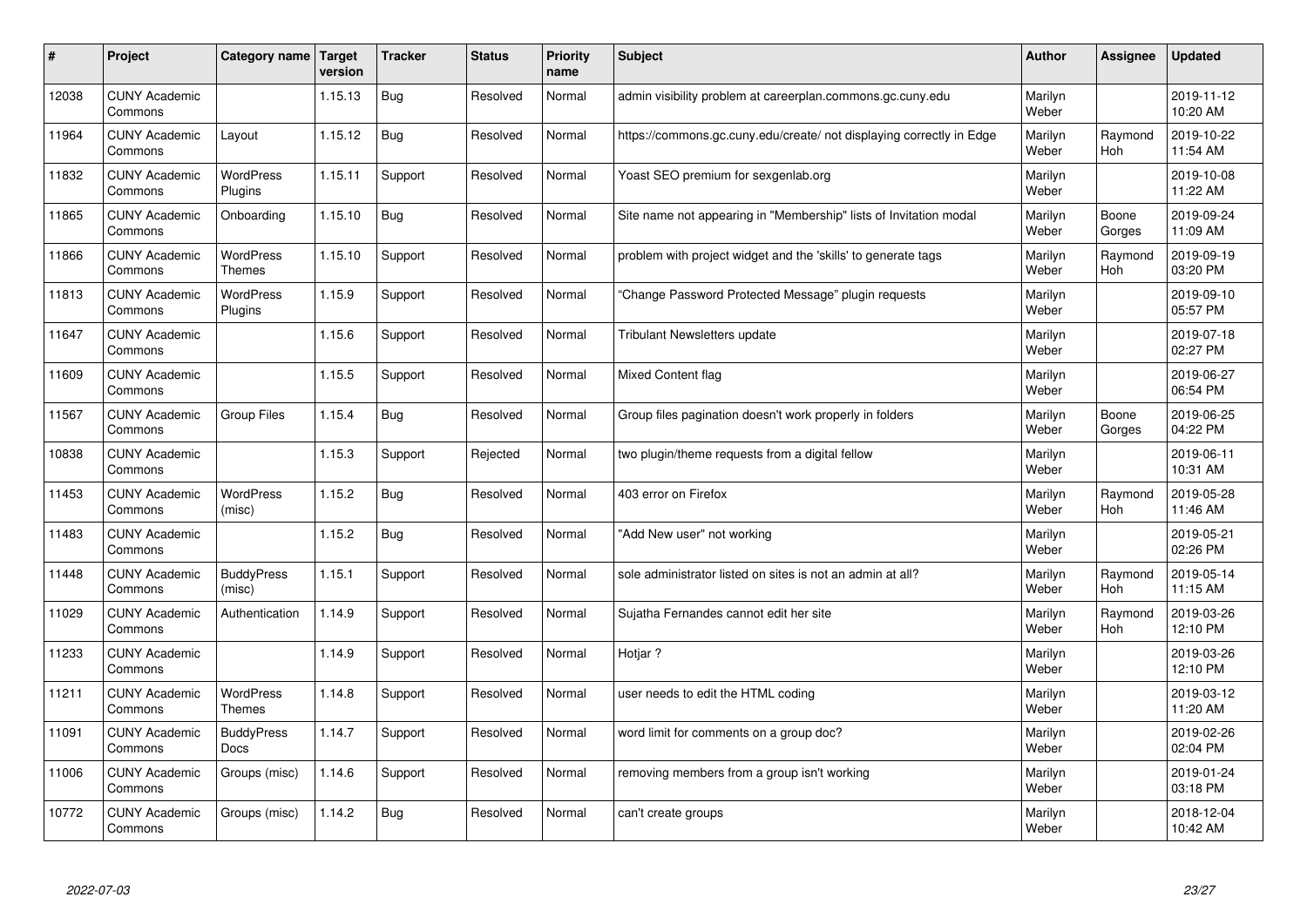| # | Project | Category name | Target version | Tracker | Status | Priority name | Subject | Author | Assignee | Updated |
|---|---|---|---|---|---|---|---|---|---|---|
| 12038 | CUNY Academic Commons | | 1.15.13 | Bug | Resolved | Normal | admin visibility problem at careerplan.commons.gc.cuny.edu | Marilyn Weber | | 2019-11-12 10:20 AM |
| 11964 | CUNY Academic Commons | Layout | 1.15.12 | Bug | Resolved | Normal | https://commons.gc.cuny.edu/create/ not displaying correctly in Edge | Marilyn Weber | Raymond Hoh | 2019-10-22 11:54 AM |
| 11832 | CUNY Academic Commons | WordPress Plugins | 1.15.11 | Support | Resolved | Normal | Yoast SEO premium for sexgenlab.org | Marilyn Weber | | 2019-10-08 11:22 AM |
| 11865 | CUNY Academic Commons | Onboarding | 1.15.10 | Bug | Resolved | Normal | Site name not appearing in "Membership" lists of Invitation modal | Marilyn Weber | Boone Gorges | 2019-09-24 11:09 AM |
| 11866 | CUNY Academic Commons | WordPress Themes | 1.15.10 | Support | Resolved | Normal | problem with project widget and the 'skills' to generate tags | Marilyn Weber | Raymond Hoh | 2019-09-19 03:20 PM |
| 11813 | CUNY Academic Commons | WordPress Plugins | 1.15.9 | Support | Resolved | Normal | “Change Password Protected Message” plugin requests | Marilyn Weber | | 2019-09-10 05:57 PM |
| 11647 | CUNY Academic Commons | | 1.15.6 | Support | Resolved | Normal | Tribulant Newsletters update | Marilyn Weber | | 2019-07-18 02:27 PM |
| 11609 | CUNY Academic Commons | | 1.15.5 | Support | Resolved | Normal | Mixed Content flag | Marilyn Weber | | 2019-06-27 06:54 PM |
| 11567 | CUNY Academic Commons | Group Files | 1.15.4 | Bug | Resolved | Normal | Group files pagination doesn't work properly in folders | Marilyn Weber | Boone Gorges | 2019-06-25 04:22 PM |
| 10838 | CUNY Academic Commons | | 1.15.3 | Support | Rejected | Normal | two plugin/theme requests from a digital fellow | Marilyn Weber | | 2019-06-11 10:31 AM |
| 11453 | CUNY Academic Commons | WordPress (misc) | 1.15.2 | Bug | Resolved | Normal | 403 error on Firefox | Marilyn Weber | Raymond Hoh | 2019-05-28 11:46 AM |
| 11483 | CUNY Academic Commons | | 1.15.2 | Bug | Resolved | Normal | "Add New user" not working | Marilyn Weber | | 2019-05-21 02:26 PM |
| 11448 | CUNY Academic Commons | BuddyPress (misc) | 1.15.1 | Support | Resolved | Normal | sole administrator listed on sites is not an admin at all? | Marilyn Weber | Raymond Hoh | 2019-05-14 11:15 AM |
| 11029 | CUNY Academic Commons | Authentication | 1.14.9 | Support | Resolved | Normal | Sujatha Fernandes cannot edit her site | Marilyn Weber | Raymond Hoh | 2019-03-26 12:10 PM |
| 11233 | CUNY Academic Commons | | 1.14.9 | Support | Resolved | Normal | Hotjar ? | Marilyn Weber | | 2019-03-26 12:10 PM |
| 11211 | CUNY Academic Commons | WordPress Themes | 1.14.8 | Support | Resolved | Normal | user needs to edit the HTML coding | Marilyn Weber | | 2019-03-12 11:20 AM |
| 11091 | CUNY Academic Commons | BuddyPress Docs | 1.14.7 | Support | Resolved | Normal | word limit for comments on a group doc? | Marilyn Weber | | 2019-02-26 02:04 PM |
| 11006 | CUNY Academic Commons | Groups (misc) | 1.14.6 | Support | Resolved | Normal | removing members from a group isn't working | Marilyn Weber | | 2019-01-24 03:18 PM |
| 10772 | CUNY Academic Commons | Groups (misc) | 1.14.2 | Bug | Resolved | Normal | can't create groups | Marilyn Weber | | 2018-12-04 10:42 AM |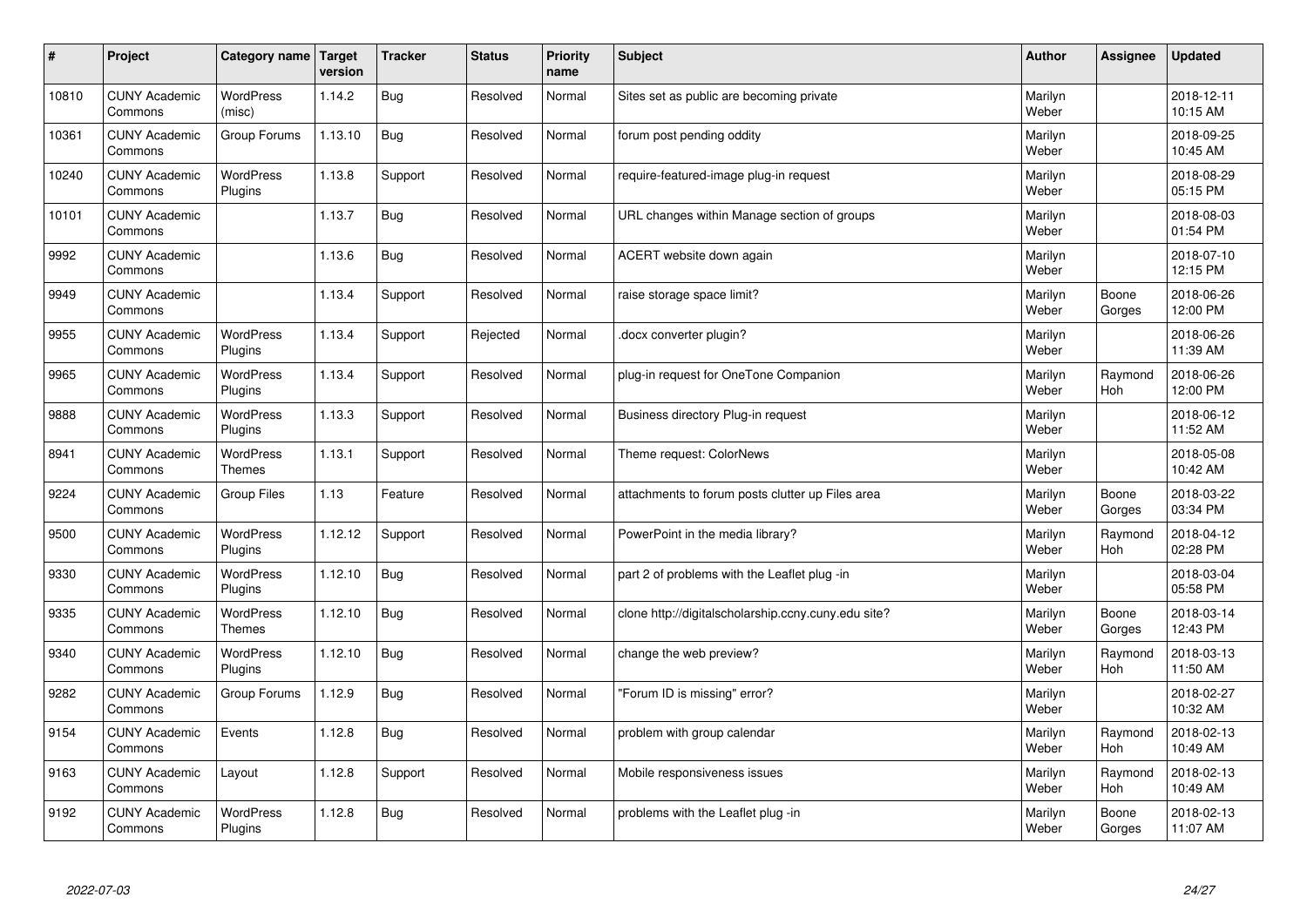| # | Project | Category name | Target version | Tracker | Status | Priority name | Subject | Author | Assignee | Updated |
|---|---|---|---|---|---|---|---|---|---|---|
| 10810 | CUNY Academic Commons | WordPress (misc) | 1.14.2 | Bug | Resolved | Normal | Sites set as public are becoming private | Marilyn Weber | | 2018-12-11 10:15 AM |
| 10361 | CUNY Academic Commons | Group Forums | 1.13.10 | Bug | Resolved | Normal | forum post pending oddity | Marilyn Weber | | 2018-09-25 10:45 AM |
| 10240 | CUNY Academic Commons | WordPress Plugins | 1.13.8 | Support | Resolved | Normal | require-featured-image plug-in request | Marilyn Weber | | 2018-08-29 05:15 PM |
| 10101 | CUNY Academic Commons | | 1.13.7 | Bug | Resolved | Normal | URL changes within Manage section of groups | Marilyn Weber | | 2018-08-03 01:54 PM |
| 9992 | CUNY Academic Commons | | 1.13.6 | Bug | Resolved | Normal | ACERT website down again | Marilyn Weber | | 2018-07-10 12:15 PM |
| 9949 | CUNY Academic Commons | | 1.13.4 | Support | Resolved | Normal | raise storage space limit? | Marilyn Weber | Boone Gorges | 2018-06-26 12:00 PM |
| 9955 | CUNY Academic Commons | WordPress Plugins | 1.13.4 | Support | Rejected | Normal | .docx converter plugin? | Marilyn Weber | | 2018-06-26 11:39 AM |
| 9965 | CUNY Academic Commons | WordPress Plugins | 1.13.4 | Support | Resolved | Normal | plug-in request for OneTone Companion | Marilyn Weber | Raymond Hoh | 2018-06-26 12:00 PM |
| 9888 | CUNY Academic Commons | WordPress Plugins | 1.13.3 | Support | Resolved | Normal | Business directory Plug-in request | Marilyn Weber | | 2018-06-12 11:52 AM |
| 8941 | CUNY Academic Commons | WordPress Themes | 1.13.1 | Support | Resolved | Normal | Theme request: ColorNews | Marilyn Weber | | 2018-05-08 10:42 AM |
| 9224 | CUNY Academic Commons | Group Files | 1.13 | Feature | Resolved | Normal | attachments to forum posts clutter up Files area | Marilyn Weber | Boone Gorges | 2018-03-22 03:34 PM |
| 9500 | CUNY Academic Commons | WordPress Plugins | 1.12.12 | Support | Resolved | Normal | PowerPoint in the media library? | Marilyn Weber | Raymond Hoh | 2018-04-12 02:28 PM |
| 9330 | CUNY Academic Commons | WordPress Plugins | 1.12.10 | Bug | Resolved | Normal | part 2 of problems with the Leaflet plug -in | Marilyn Weber | | 2018-03-04 05:58 PM |
| 9335 | CUNY Academic Commons | WordPress Themes | 1.12.10 | Bug | Resolved | Normal | clone http://digitalscholarship.ccny.cuny.edu site? | Marilyn Weber | Boone Gorges | 2018-03-14 12:43 PM |
| 9340 | CUNY Academic Commons | WordPress Plugins | 1.12.10 | Bug | Resolved | Normal | change the web preview? | Marilyn Weber | Raymond Hoh | 2018-03-13 11:50 AM |
| 9282 | CUNY Academic Commons | Group Forums | 1.12.9 | Bug | Resolved | Normal | "Forum ID is missing" error? | Marilyn Weber | | 2018-02-27 10:32 AM |
| 9154 | CUNY Academic Commons | Events | 1.12.8 | Bug | Resolved | Normal | problem with group calendar | Marilyn Weber | Raymond Hoh | 2018-02-13 10:49 AM |
| 9163 | CUNY Academic Commons | Layout | 1.12.8 | Support | Resolved | Normal | Mobile responsiveness issues | Marilyn Weber | Raymond Hoh | 2018-02-13 10:49 AM |
| 9192 | CUNY Academic Commons | WordPress Plugins | 1.12.8 | Bug | Resolved | Normal | problems with the Leaflet plug -in | Marilyn Weber | Boone Gorges | 2018-02-13 11:07 AM |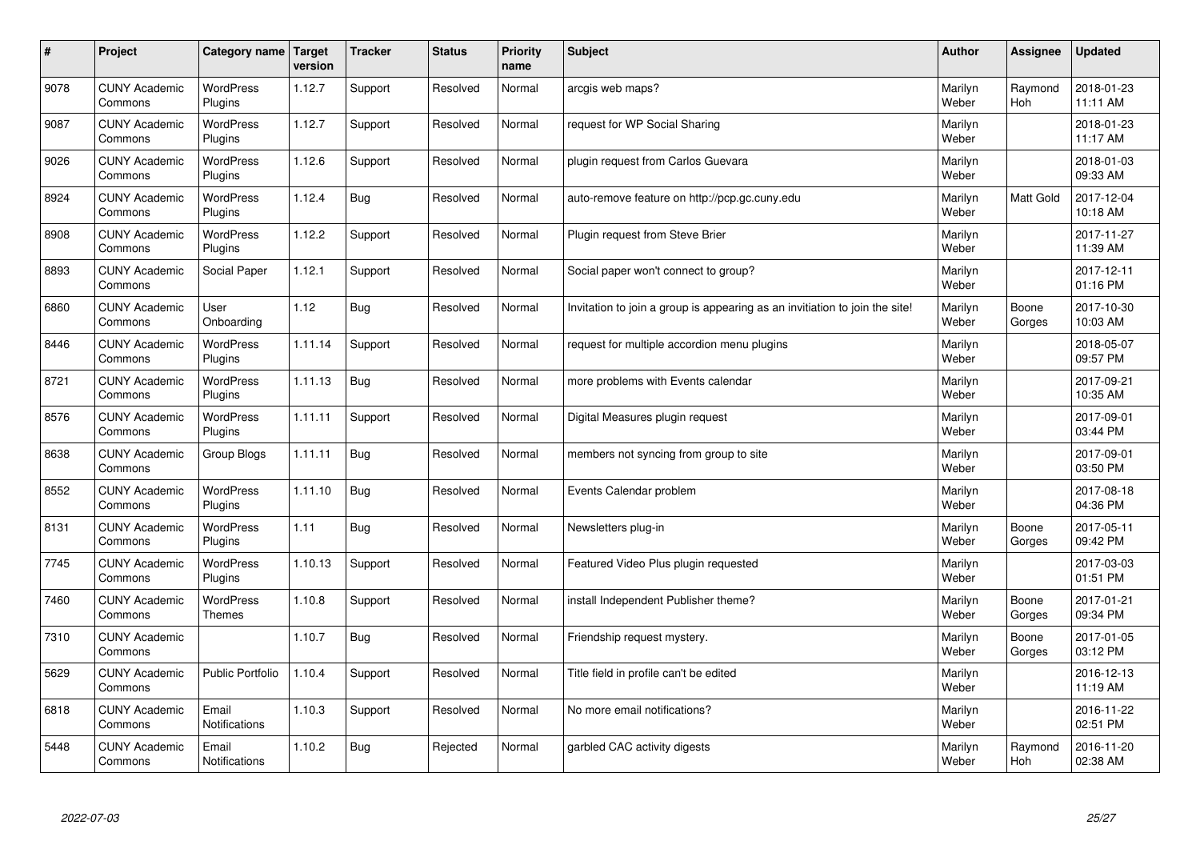| # | Project | Category name | Target version | Tracker | Status | Priority name | Subject | Author | Assignee | Updated |
|---|---|---|---|---|---|---|---|---|---|---|
| 9078 | CUNY Academic Commons | WordPress Plugins | 1.12.7 | Support | Resolved | Normal | arcgis web maps? | Marilyn Weber | Raymond Hoh | 2018-01-23 11:11 AM |
| 9087 | CUNY Academic Commons | WordPress Plugins | 1.12.7 | Support | Resolved | Normal | request for WP Social Sharing | Marilyn Weber | | 2018-01-23 11:17 AM |
| 9026 | CUNY Academic Commons | WordPress Plugins | 1.12.6 | Support | Resolved | Normal | plugin request from Carlos Guevara | Marilyn Weber | | 2018-01-03 09:33 AM |
| 8924 | CUNY Academic Commons | WordPress Plugins | 1.12.4 | Bug | Resolved | Normal | auto-remove feature on http://pcp.gc.cuny.edu | Marilyn Weber | Matt Gold | 2017-12-04 10:18 AM |
| 8908 | CUNY Academic Commons | WordPress Plugins | 1.12.2 | Support | Resolved | Normal | Plugin request from Steve Brier | Marilyn Weber | | 2017-11-27 11:39 AM |
| 8893 | CUNY Academic Commons | Social Paper | 1.12.1 | Support | Resolved | Normal | Social paper won't connect to group? | Marilyn Weber | | 2017-12-11 01:16 PM |
| 6860 | CUNY Academic Commons | User Onboarding | 1.12 | Bug | Resolved | Normal | Invitation to join a group is appearing as an invitiation to join the site! | Marilyn Weber | Boone Gorges | 2017-10-30 10:03 AM |
| 8446 | CUNY Academic Commons | WordPress Plugins | 1.11.14 | Support | Resolved | Normal | request for multiple accordion menu plugins | Marilyn Weber | | 2018-05-07 09:57 PM |
| 8721 | CUNY Academic Commons | WordPress Plugins | 1.11.13 | Bug | Resolved | Normal | more problems with Events calendar | Marilyn Weber | | 2017-09-21 10:35 AM |
| 8576 | CUNY Academic Commons | WordPress Plugins | 1.11.11 | Support | Resolved | Normal | Digital Measures plugin request | Marilyn Weber | | 2017-09-01 03:44 PM |
| 8638 | CUNY Academic Commons | Group Blogs | 1.11.11 | Bug | Resolved | Normal | members not syncing from group to site | Marilyn Weber | | 2017-09-01 03:50 PM |
| 8552 | CUNY Academic Commons | WordPress Plugins | 1.11.10 | Bug | Resolved | Normal | Events Calendar problem | Marilyn Weber | | 2017-08-18 04:36 PM |
| 8131 | CUNY Academic Commons | WordPress Plugins | 1.11 | Bug | Resolved | Normal | Newsletters plug-in | Marilyn Weber | Boone Gorges | 2017-05-11 09:42 PM |
| 7745 | CUNY Academic Commons | WordPress Plugins | 1.10.13 | Support | Resolved | Normal | Featured Video Plus plugin requested | Marilyn Weber | | 2017-03-03 01:51 PM |
| 7460 | CUNY Academic Commons | WordPress Themes | 1.10.8 | Support | Resolved | Normal | install Independent Publisher theme? | Marilyn Weber | Boone Gorges | 2017-01-21 09:34 PM |
| 7310 | CUNY Academic Commons | | 1.10.7 | Bug | Resolved | Normal | Friendship request mystery. | Marilyn Weber | Boone Gorges | 2017-01-05 03:12 PM |
| 5629 | CUNY Academic Commons | Public Portfolio | 1.10.4 | Support | Resolved | Normal | Title field in profile can't be edited | Marilyn Weber | | 2016-12-13 11:19 AM |
| 6818 | CUNY Academic Commons | Email Notifications | 1.10.3 | Support | Resolved | Normal | No more email notifications? | Marilyn Weber | | 2016-11-22 02:51 PM |
| 5448 | CUNY Academic Commons | Email Notifications | 1.10.2 | Bug | Rejected | Normal | garbled CAC activity digests | Marilyn Weber | Raymond Hoh | 2016-11-20 02:38 AM |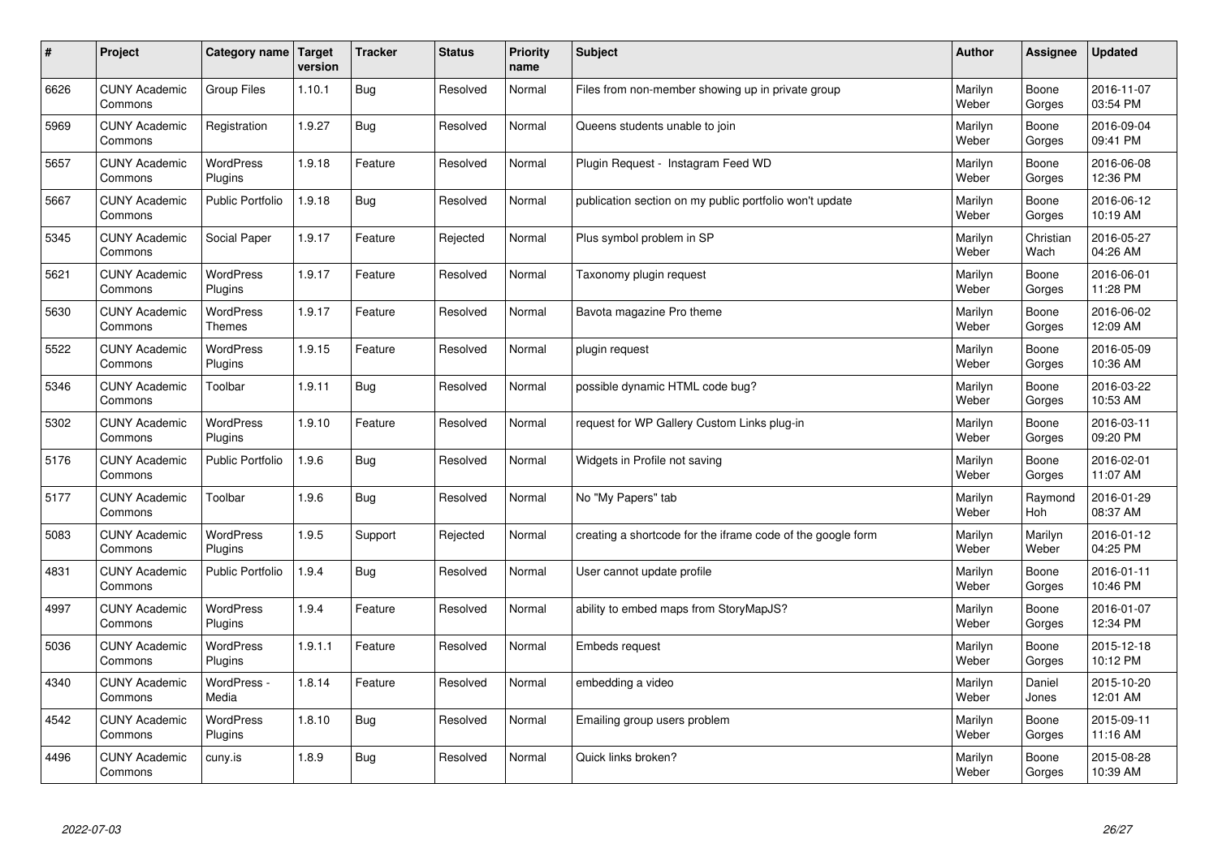| # | Project | Category name | Target version | Tracker | Status | Priority name | Subject | Author | Assignee | Updated |
|---|---|---|---|---|---|---|---|---|---|---|
| 6626 | CUNY Academic Commons | Group Files | 1.10.1 | Bug | Resolved | Normal | Files from non-member showing up in private group | Marilyn Weber | Boone Gorges | 2016-11-07 03:54 PM |
| 5969 | CUNY Academic Commons | Registration | 1.9.27 | Bug | Resolved | Normal | Queens students unable to join | Marilyn Weber | Boone Gorges | 2016-09-04 09:41 PM |
| 5657 | CUNY Academic Commons | WordPress Plugins | 1.9.18 | Feature | Resolved | Normal | Plugin Request - Instagram Feed WD | Marilyn Weber | Boone Gorges | 2016-06-08 12:36 PM |
| 5667 | CUNY Academic Commons | Public Portfolio | 1.9.18 | Bug | Resolved | Normal | publication section on my public portfolio won't update | Marilyn Weber | Boone Gorges | 2016-06-12 10:19 AM |
| 5345 | CUNY Academic Commons | Social Paper | 1.9.17 | Feature | Rejected | Normal | Plus symbol problem in SP | Marilyn Weber | Christian Wach | 2016-05-27 04:26 AM |
| 5621 | CUNY Academic Commons | WordPress Plugins | 1.9.17 | Feature | Resolved | Normal | Taxonomy plugin request | Marilyn Weber | Boone Gorges | 2016-06-01 11:28 PM |
| 5630 | CUNY Academic Commons | WordPress Themes | 1.9.17 | Feature | Resolved | Normal | Bavota magazine Pro theme | Marilyn Weber | Boone Gorges | 2016-06-02 12:09 AM |
| 5522 | CUNY Academic Commons | WordPress Plugins | 1.9.15 | Feature | Resolved | Normal | plugin request | Marilyn Weber | Boone Gorges | 2016-05-09 10:36 AM |
| 5346 | CUNY Academic Commons | Toolbar | 1.9.11 | Bug | Resolved | Normal | possible dynamic HTML code bug? | Marilyn Weber | Boone Gorges | 2016-03-22 10:53 AM |
| 5302 | CUNY Academic Commons | WordPress Plugins | 1.9.10 | Feature | Resolved | Normal | request for WP Gallery Custom Links plug-in | Marilyn Weber | Boone Gorges | 2016-03-11 09:20 PM |
| 5176 | CUNY Academic Commons | Public Portfolio | 1.9.6 | Bug | Resolved | Normal | Widgets in Profile not saving | Marilyn Weber | Boone Gorges | 2016-02-01 11:07 AM |
| 5177 | CUNY Academic Commons | Toolbar | 1.9.6 | Bug | Resolved | Normal | No "My Papers" tab | Marilyn Weber | Raymond Hoh | 2016-01-29 08:37 AM |
| 5083 | CUNY Academic Commons | WordPress Plugins | 1.9.5 | Support | Rejected | Normal | creating a shortcode for the iframe code of the google form | Marilyn Weber | Marilyn Weber | 2016-01-12 04:25 PM |
| 4831 | CUNY Academic Commons | Public Portfolio | 1.9.4 | Bug | Resolved | Normal | User cannot update profile | Marilyn Weber | Boone Gorges | 2016-01-11 10:46 PM |
| 4997 | CUNY Academic Commons | WordPress Plugins | 1.9.4 | Feature | Resolved | Normal | ability to embed maps from StoryMapJS? | Marilyn Weber | Boone Gorges | 2016-01-07 12:34 PM |
| 5036 | CUNY Academic Commons | WordPress Plugins | 1.9.1.1 | Feature | Resolved | Normal | Embeds request | Marilyn Weber | Boone Gorges | 2015-12-18 10:12 PM |
| 4340 | CUNY Academic Commons | WordPress - Media | 1.8.14 | Feature | Resolved | Normal | embedding a video | Marilyn Weber | Daniel Jones | 2015-10-20 12:01 AM |
| 4542 | CUNY Academic Commons | WordPress Plugins | 1.8.10 | Bug | Resolved | Normal | Emailing group users problem | Marilyn Weber | Boone Gorges | 2015-09-11 11:16 AM |
| 4496 | CUNY Academic Commons | cuny.is | 1.8.9 | Bug | Resolved | Normal | Quick links broken? | Marilyn Weber | Boone Gorges | 2015-08-28 10:39 AM |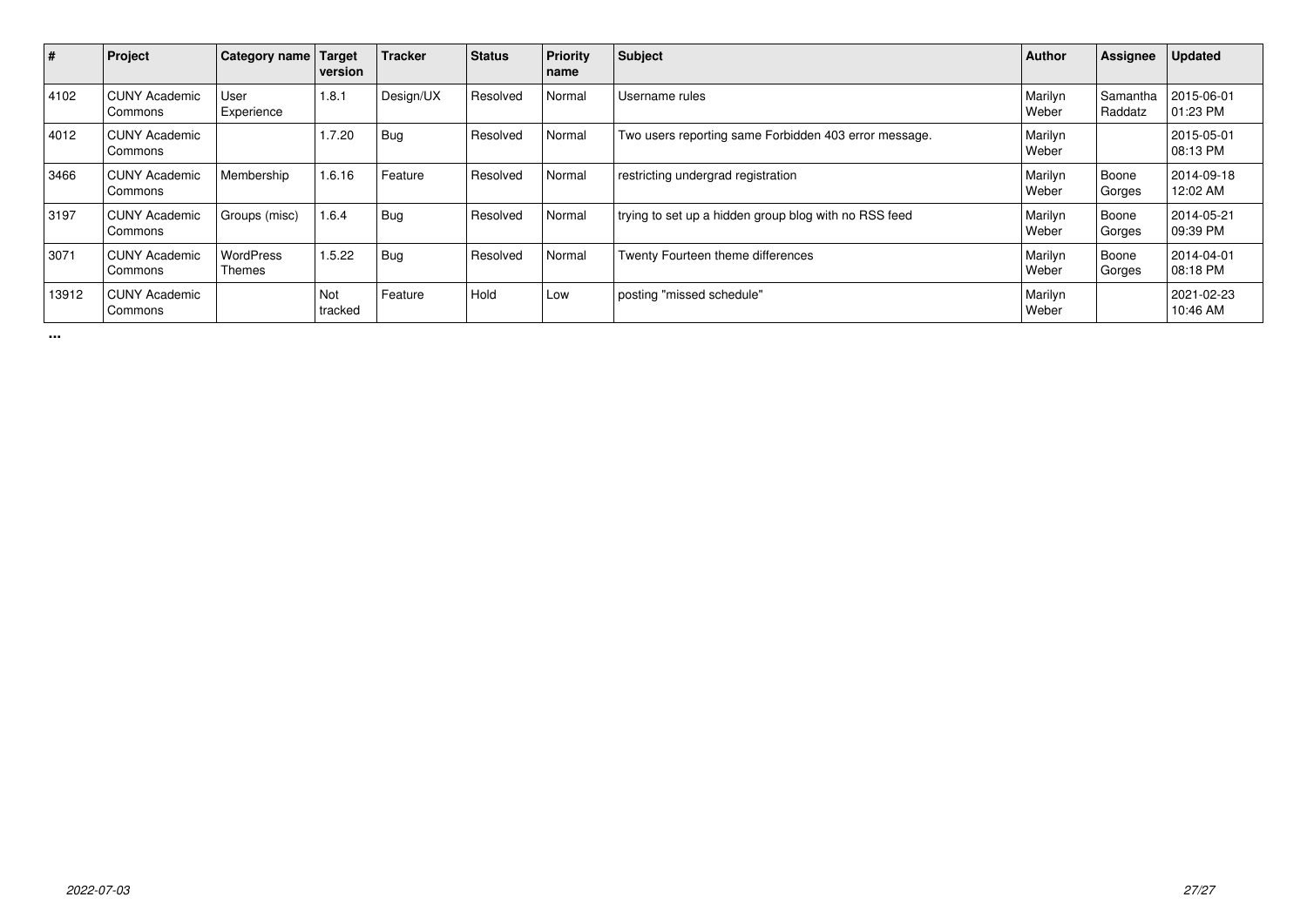| # | Project | Category name | Target version | Tracker | Status | Priority name | Subject | Author | Assignee | Updated |
|---|---|---|---|---|---|---|---|---|---|---|
| 4102 | CUNY Academic Commons | User Experience | 1.8.1 | Design/UX | Resolved | Normal | Username rules | Marilyn Weber | Samantha Raddatz | 2015-06-01 01:23 PM |
| 4012 | CUNY Academic Commons | | 1.7.20 | Bug | Resolved | Normal | Two users reporting same Forbidden 403 error message. | Marilyn Weber | | 2015-05-01 08:13 PM |
| 3466 | CUNY Academic Commons | Membership | 1.6.16 | Feature | Resolved | Normal | restricting undergrad registration | Marilyn Weber | Boone Gorges | 2014-09-18 12:02 AM |
| 3197 | CUNY Academic Commons | Groups (misc) | 1.6.4 | Bug | Resolved | Normal | trying to set up a hidden group blog with no RSS feed | Marilyn Weber | Boone Gorges | 2014-05-21 09:39 PM |
| 3071 | CUNY Academic Commons | WordPress Themes | 1.5.22 | Bug | Resolved | Normal | Twenty Fourteen theme differences | Marilyn Weber | Boone Gorges | 2014-04-01 08:18 PM |
| 13912 | CUNY Academic Commons | | Not tracked | Feature | Hold | Low | posting "missed schedule" | Marilyn Weber | | 2021-02-23 10:46 AM |

**...**